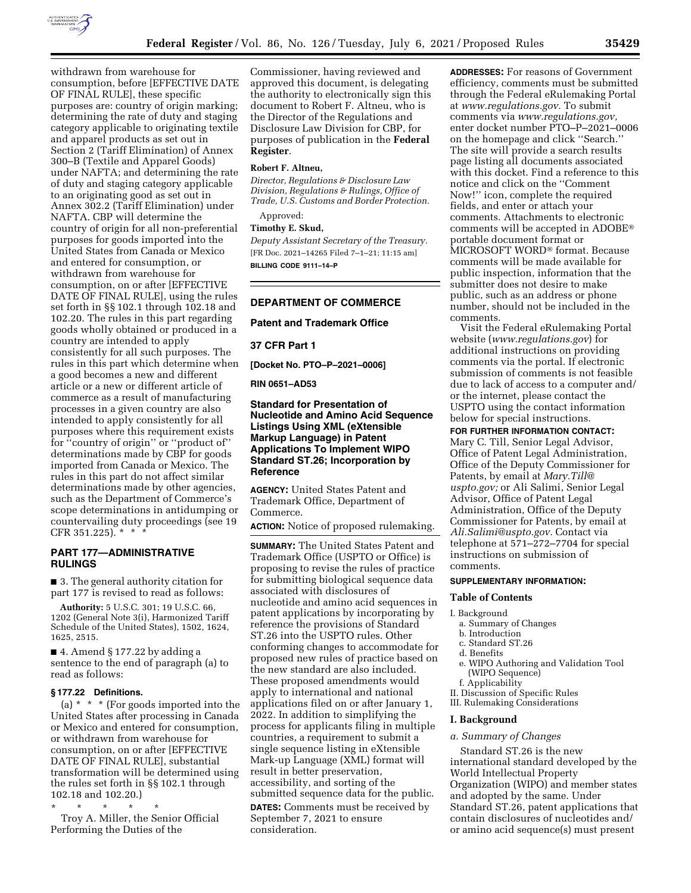withdrawn from warehouse for consumption, before [EFFECTIVE DATE OF FINAL RULE], these specific purposes are: country of origin marking; determining the rate of duty and staging category applicable to originating textile and apparel products as set out in Section 2 (Tariff Elimination) of Annex 300–B (Textile and Apparel Goods) under NAFTA; and determining the rate of duty and staging category applicable to an originating good as set out in Annex 302.2 (Tariff Elimination) under NAFTA. CBP will determine the country of origin for all non-preferential purposes for goods imported into the United States from Canada or Mexico and entered for consumption, or withdrawn from warehouse for consumption, on or after [EFFECTIVE DATE OF FINAL RULE], using the rules set forth in §§ 102.1 through 102.18 and 102.20. The rules in this part regarding goods wholly obtained or produced in a country are intended to apply consistently for all such purposes. The rules in this part which determine when a good becomes a new and different article or a new or different article of commerce as a result of manufacturing processes in a given country are also intended to apply consistently for all purposes where this requirement exists for ''country of origin'' or ''product of'' determinations made by CBP for goods imported from Canada or Mexico. The rules in this part do not affect similar determinations made by other agencies, such as the Department of Commerce's scope determinations in antidumping or countervailing duty proceedings (see 19 CFR 351.225). * * *

## PART 177—ADMINISTRATIVE RULINGS

■ 3. The general authority citation for part 177 is revised to read as follows:

**Authority:** 5 U.S.C. 301; 19 U.S.C. 66, 1202 (General Note 3(i), Harmonized Tariff Schedule of the United States), 1502, 1624, 1625, 2515.

■ 4. Amend § 177.22 by adding a sentence to the end of paragraph (a) to read as follows:

### § 177.22 Definitions.

(a) * * * (For goods imported into the United States after processing in Canada or Mexico and entered for consumption, or withdrawn from warehouse for consumption, on or after [EFFECTIVE DATE OF FINAL RULE], substantial transformation will be determined using the rules set forth in §§ 102.1 through 102.18 and 102.20.)

\* \* \* \* \*

Troy A. Miller, the Senior Official Performing the Duties of the Commissioner, having reviewed and approved this document, is delegating the authority to electronically sign this document to Robert F. Altneu, who is the Director of the Regulations and Disclosure Law Division for CBP, for purposes of publication in the **Federal Register**.

**Robert F. Altneu,**

*Director, Regulations & Disclosure Law Division, Regulations & Rulings, Office of Trade, U.S. Customs and Border Protection.*

Approved:

**Timothy E. Skud,**

*Deputy Assistant Secretary of the Treasury.*

[FR Doc. 2021–14265 Filed 7–1–21; 11:15 am]

**BILLING CODE 9111–14–P**

---

## DEPARTMENT OF COMMERCE

### Patent and Trademark Office

### 37 CFR Part 1

**[Docket No. PTO–P–2021–0006]**

**RIN 0651–AD53**

## Standard for Presentation of Nucleotide and Amino Acid Sequence Listings Using XML (eXtensible Markup Language) in Patent Applications To Implement WIPO Standard ST.26; Incorporation by Reference

**AGENCY:** United States Patent and Trademark Office, Department of Commerce.

**ACTION:** Notice of proposed rulemaking.

**SUMMARY:** The United States Patent and Trademark Office (USPTO or Office) is proposing to revise the rules of practice for submitting biological sequence data associated with disclosures of nucleotide and amino acid sequences in patent applications by incorporating by reference the provisions of Standard ST.26 into the USPTO rules. Other conforming changes to accommodate for proposed new rules of practice based on the new standard are also included. These proposed amendments would apply to international and national applications filed on or after January 1, 2022. In addition to simplifying the process for applicants filing in multiple countries, a requirement to submit a single sequence listing in eXtensible Mark-up Language (XML) format will result in better preservation, accessibility, and sorting of the submitted sequence data for the public.

**DATES:** Comments must be received by September 7, 2021 to ensure consideration.

**ADDRESSES:** For reasons of Government efficiency, comments must be submitted through the Federal eRulemaking Portal at *www.regulations.gov.* To submit comments via *www.regulations.gov,* enter docket number PTO–P–2021–0006 on the homepage and click ''Search.'' The site will provide a search results page listing all documents associated with this docket. Find a reference to this notice and click on the ''Comment Now!'' icon, complete the required fields, and enter or attach your comments. Attachments to electronic comments will be accepted in ADOBE® portable document format or MICROSOFT WORD® format. Because comments will be made available for public inspection, information that the submitter does not desire to make public, such as an address or phone number, should not be included in the comments.

Visit the Federal eRulemaking Portal website (*www.regulations.gov*) for additional instructions on providing comments via the portal. If electronic submission of comments is not feasible due to lack of access to a computer and/or the internet, please contact the USPTO using the contact information below for special instructions.

**FOR FURTHER INFORMATION CONTACT:** Mary C. Till, Senior Legal Advisor, Office of Patent Legal Administration, Office of the Deputy Commissioner for Patents, by email at *Mary.Till@uspto.gov;* or Ali Salimi, Senior Legal Advisor, Office of Patent Legal Administration, Office of the Deputy Commissioner for Patents, by email at *Ali.Salimi@uspto.gov.* Contact via telephone at 571–272–7704 for special instructions on submission of comments.

**SUPPLEMENTARY INFORMATION:**

### Table of Contents

- I. Background
  - a. Summary of Changes
  - b. Introduction
  - c. Standard ST.26
  - d. Benefits
  - e. WIPO Authoring and Validation Tool (WIPO Sequence)
  - f. Applicability
- II. Discussion of Specific Rules
- III. Rulemaking Considerations

## I. Background

### *a. Summary of Changes*

Standard ST.26 is the new international standard developed by the World Intellectual Property Organization (WIPO) and member states and adopted by the same. Under Standard ST.26, patent applications that contain disclosures of nucleotides and/or amino acid sequence(s) must present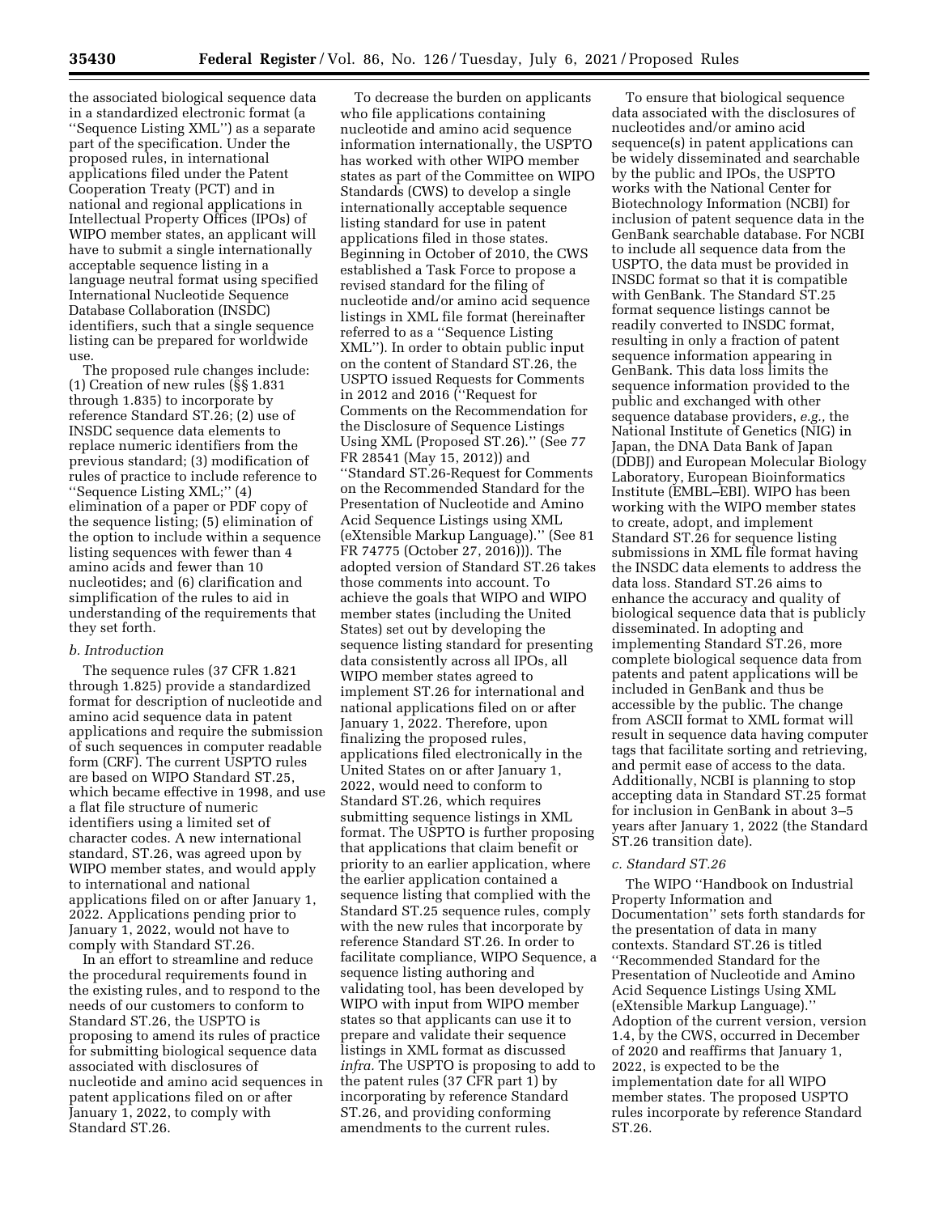the associated biological sequence data in a standardized electronic format (a ''Sequence Listing XML'') as a separate part of the specification. Under the proposed rules, in international applications filed under the Patent Cooperation Treaty (PCT) and in national and regional applications in Intellectual Property Offices (IPOs) of WIPO member states, an applicant will have to submit a single internationally acceptable sequence listing in a language neutral format using specified International Nucleotide Sequence Database Collaboration (INSDC) identifiers, such that a single sequence listing can be prepared for worldwide use.

The proposed rule changes include: (1) Creation of new rules (§§ 1.831 through 1.835) to incorporate by reference Standard ST.26; (2) use of INSDC sequence data elements to replace numeric identifiers from the previous standard; (3) modification of rules of practice to include reference to ''Sequence Listing XML;'' (4) elimination of a paper or PDF copy of the sequence listing; (5) elimination of the option to include within a sequence listing sequences with fewer than 4 amino acids and fewer than 10 nucleotides; and (6) clarification and simplification of the rules to aid in understanding of the requirements that they set forth.

### *b. Introduction*

The sequence rules (37 CFR 1.821 through 1.825) provide a standardized format for description of nucleotide and amino acid sequence data in patent applications and require the submission of such sequences in computer readable form (CRF). The current USPTO rules are based on WIPO Standard ST.25, which became effective in 1998, and use a flat file structure of numeric identifiers using a limited set of character codes. A new international standard, ST.26, was agreed upon by WIPO member states, and would apply to international and national applications filed on or after January 1, 2022. Applications pending prior to January 1, 2022, would not have to comply with Standard ST.26.

In an effort to streamline and reduce the procedural requirements found in the existing rules, and to respond to the needs of our customers to conform to Standard ST.26, the USPTO is proposing to amend its rules of practice for submitting biological sequence data associated with disclosures of nucleotide and amino acid sequences in patent applications filed on or after January 1, 2022, to comply with Standard ST.26.

To decrease the burden on applicants who file applications containing nucleotide and amino acid sequence information internationally, the USPTO has worked with other WIPO member states as part of the Committee on WIPO Standards (CWS) to develop a single internationally acceptable sequence listing standard for use in patent applications filed in those states. Beginning in October of 2010, the CWS established a Task Force to propose a revised standard for the filing of nucleotide and/or amino acid sequence listings in XML file format (hereinafter referred to as a ''Sequence Listing XML''). In order to obtain public input on the content of Standard ST.26, the USPTO issued Requests for Comments in 2012 and 2016 (''Request for Comments on the Recommendation for the Disclosure of Sequence Listings Using XML (Proposed ST.26).'' (See 77 FR 28541 (May 15, 2012)) and ''Standard ST.26-Request for Comments on the Recommended Standard for the Presentation of Nucleotide and Amino Acid Sequence Listings using XML (eXtensible Markup Language).'' (See 81 FR 74775 (October 27, 2016))). The adopted version of Standard ST.26 takes those comments into account. To achieve the goals that WIPO and WIPO member states (including the United States) set out by developing the sequence listing standard for presenting data consistently across all IPOs, all WIPO member states agreed to implement ST.26 for international and national applications filed on or after January 1, 2022. Therefore, upon finalizing the proposed rules, applications filed electronically in the United States on or after January 1, 2022, would need to conform to Standard ST.26, which requires submitting sequence listings in XML format. The USPTO is further proposing that applications that claim benefit or priority to an earlier application, where the earlier application contained a sequence listing that complied with the Standard ST.25 sequence rules, comply with the new rules that incorporate by reference Standard ST.26. In order to facilitate compliance, WIPO Sequence, a sequence listing authoring and validating tool, has been developed by WIPO with input from WIPO member states so that applicants can use it to prepare and validate their sequence listings in XML format as discussed *infra.* The USPTO is proposing to add to the patent rules (37 CFR part 1) by incorporating by reference Standard ST.26, and providing conforming amendments to the current rules.

To ensure that biological sequence data associated with the disclosures of nucleotides and/or amino acid sequence(s) in patent applications can be widely disseminated and searchable by the public and IPOs, the USPTO works with the National Center for Biotechnology Information (NCBI) for inclusion of patent sequence data in the GenBank searchable database. For NCBI to include all sequence data from the USPTO, the data must be provided in INSDC format so that it is compatible with GenBank. The Standard ST.25 format sequence listings cannot be readily converted to INSDC format, resulting in only a fraction of patent sequence information appearing in GenBank. This data loss limits the sequence information provided to the public and exchanged with other sequence database providers, *e.g.,* the National Institute of Genetics (NIG) in Japan, the DNA Data Bank of Japan (DDBJ) and European Molecular Biology Laboratory, European Bioinformatics Institute (EMBL–EBI). WIPO has been working with the WIPO member states to create, adopt, and implement Standard ST.26 for sequence listing submissions in XML file format having the INSDC data elements to address the data loss. Standard ST.26 aims to enhance the accuracy and quality of biological sequence data that is publicly disseminated. In adopting and implementing Standard ST.26, more complete biological sequence data from patents and patent applications will be included in GenBank and thus be accessible by the public. The change from ASCII format to XML format will result in sequence data having computer tags that facilitate sorting and retrieving, and permit ease of access to the data. Additionally, NCBI is planning to stop accepting data in Standard ST.25 format for inclusion in GenBank in about 3–5 years after January 1, 2022 (the Standard ST.26 transition date).

### *c. Standard ST.26*

The WIPO ''Handbook on Industrial Property Information and Documentation'' sets forth standards for the presentation of data in many contexts. Standard ST.26 is titled ''Recommended Standard for the Presentation of Nucleotide and Amino Acid Sequence Listings Using XML (eXtensible Markup Language).'' Adoption of the current version, version 1.4, by the CWS, occurred in December of 2020 and reaffirms that January 1, 2022, is expected to be the implementation date for all WIPO member states. The proposed USPTO rules incorporate by reference Standard ST.26.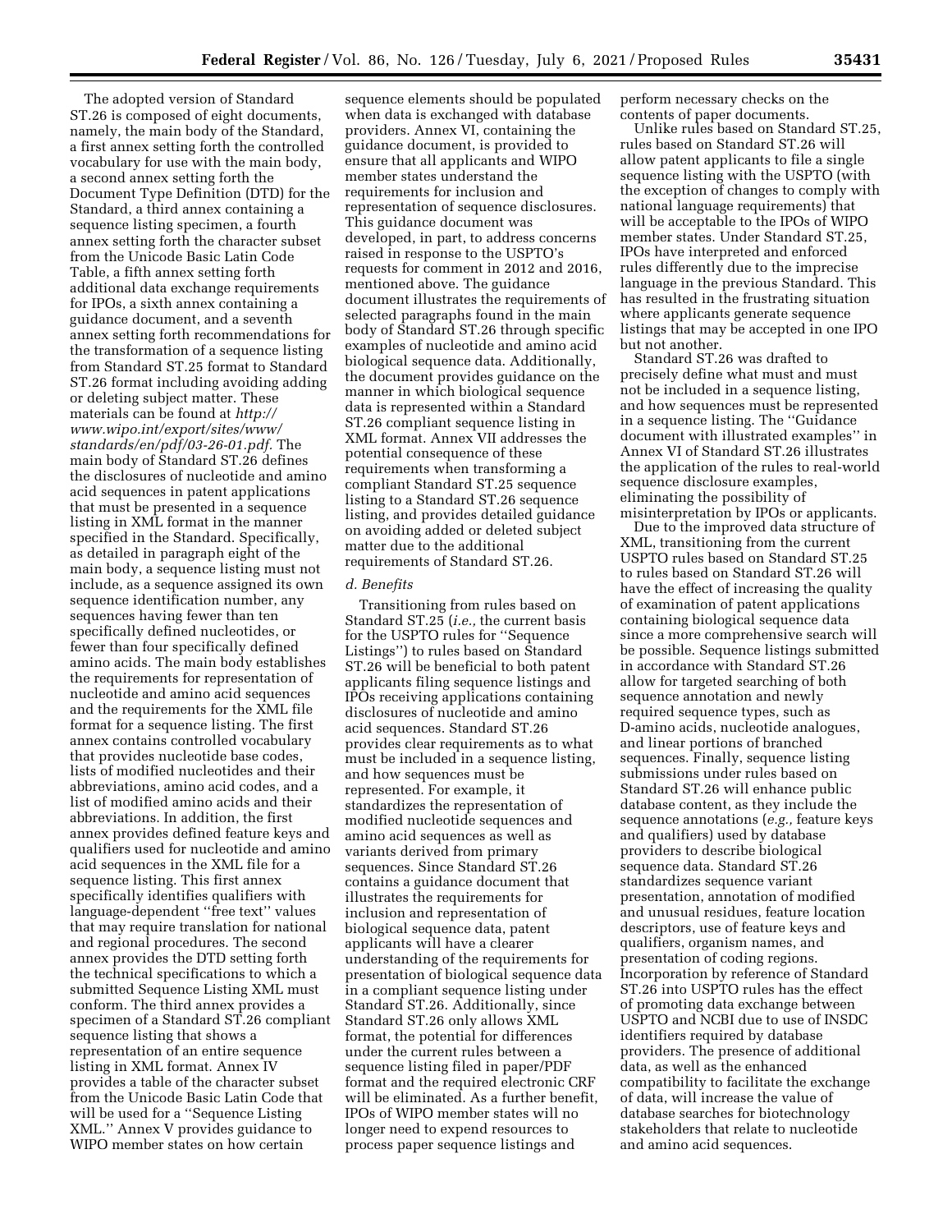The adopted version of Standard ST.26 is composed of eight documents, namely, the main body of the Standard, a first annex setting forth the controlled vocabulary for use with the main body, a second annex setting forth the Document Type Definition (DTD) for the Standard, a third annex containing a sequence listing specimen, a fourth annex setting forth the character subset from the Unicode Basic Latin Code Table, a fifth annex setting forth additional data exchange requirements for IPOs, a sixth annex containing a guidance document, and a seventh annex setting forth recommendations for the transformation of a sequence listing from Standard ST.25 format to Standard ST.26 format including avoiding adding or deleting subject matter. These materials can be found at *http://www.wipo.int/export/sites/www/standards/en/pdf/03-26-01.pdf.* The main body of Standard ST.26 defines the disclosures of nucleotide and amino acid sequences in patent applications that must be presented in a sequence listing in XML format in the manner specified in the Standard. Specifically, as detailed in paragraph eight of the main body, a sequence listing must not include, as a sequence assigned its own sequence identification number, any sequences having fewer than ten specifically defined nucleotides, or fewer than four specifically defined amino acids. The main body establishes the requirements for representation of nucleotide and amino acid sequences and the requirements for the XML file format for a sequence listing. The first annex contains controlled vocabulary that provides nucleotide base codes, lists of modified nucleotides and their abbreviations, amino acid codes, and a list of modified amino acids and their abbreviations. In addition, the first annex provides defined feature keys and qualifiers used for nucleotide and amino acid sequences in the XML file for a sequence listing. This first annex specifically identifies qualifiers with language-dependent "free text" values that may require translation for national and regional procedures. The second annex provides the DTD setting forth the technical specifications to which a submitted Sequence Listing XML must conform. The third annex provides a specimen of a Standard ST.26 compliant sequence listing that shows a representation of an entire sequence listing in XML format. Annex IV provides a table of the character subset from the Unicode Basic Latin Code that will be used for a "Sequence Listing XML." Annex V provides guidance to WIPO member states on how certain sequence elements should be populated when data is exchanged with database providers. Annex VI, containing the guidance document, is provided to ensure that all applicants and WIPO member states understand the requirements for inclusion and representation of sequence disclosures. This guidance document was developed, in part, to address concerns raised in response to the USPTO's requests for comment in 2012 and 2016, mentioned above. The guidance document illustrates the requirements of selected paragraphs found in the main body of Standard ST.26 through specific examples of nucleotide and amino acid biological sequence data. Additionally, the document provides guidance on the manner in which biological sequence data is represented within a Standard ST.26 compliant sequence listing in XML format. Annex VII addresses the potential consequence of these requirements when transforming a compliant Standard ST.25 sequence listing to a Standard ST.26 sequence listing, and provides detailed guidance on avoiding added or deleted subject matter due to the additional requirements of Standard ST.26.

*d. Benefits*

Transitioning from rules based on Standard ST.25 (*i.e.,* the current basis for the USPTO rules for "Sequence Listings") to rules based on Standard ST.26 will be beneficial to both patent applicants filing sequence listings and IPOs receiving applications containing disclosures of nucleotide and amino acid sequences. Standard ST.26 provides clear requirements as to what must be included in a sequence listing, and how sequences must be represented. For example, it standardizes the representation of modified nucleotide sequences and amino acid sequences as well as variants derived from primary sequences. Since Standard ST.26 contains a guidance document that illustrates the requirements for inclusion and representation of biological sequence data, patent applicants will have a clearer understanding of the requirements for presentation of biological sequence data in a compliant sequence listing under Standard ST.26. Additionally, since Standard ST.26 only allows XML format, the potential for differences under the current rules between a sequence listing filed in paper/PDF format and the required electronic CRF will be eliminated. As a further benefit, IPOs of WIPO member states will no longer need to expend resources to process paper sequence listings and perform necessary checks on the contents of paper documents.

Unlike rules based on Standard ST.25, rules based on Standard ST.26 will allow patent applicants to file a single sequence listing with the USPTO (with the exception of changes to comply with national language requirements) that will be acceptable to the IPOs of WIPO member states. Under Standard ST.25, IPOs have interpreted and enforced rules differently due to the imprecise language in the previous Standard. This has resulted in the frustrating situation where applicants generate sequence listings that may be accepted in one IPO but not another.

Standard ST.26 was drafted to precisely define what must and must not be included in a sequence listing, and how sequences must be represented in a sequence listing. The "Guidance document with illustrated examples" in Annex VI of Standard ST.26 illustrates the application of the rules to real-world sequence disclosure examples, eliminating the possibility of misinterpretation by IPOs or applicants.

Due to the improved data structure of XML, transitioning from the current USPTO rules based on Standard ST.25 to rules based on Standard ST.26 will have the effect of increasing the quality of examination of patent applications containing biological sequence data since a more comprehensive search will be possible. Sequence listings submitted in accordance with Standard ST.26 allow for targeted searching of both sequence annotation and newly required sequence types, such as D-amino acids, nucleotide analogues, and linear portions of branched sequences. Finally, sequence listing submissions under rules based on Standard ST.26 will enhance public database content, as they include the sequence annotations (*e.g.,* feature keys and qualifiers) used by database providers to describe biological sequence data. Standard ST.26 standardizes sequence variant presentation, annotation of modified and unusual residues, feature location descriptors, use of feature keys and qualifiers, organism names, and presentation of coding regions. Incorporation by reference of Standard ST.26 into USPTO rules has the effect of promoting data exchange between USPTO and NCBI due to use of INSDC identifiers required by database providers. The presence of additional data, as well as the enhanced compatibility to facilitate the exchange of data, will increase the value of database searches for biotechnology stakeholders that relate to nucleotide and amino acid sequences.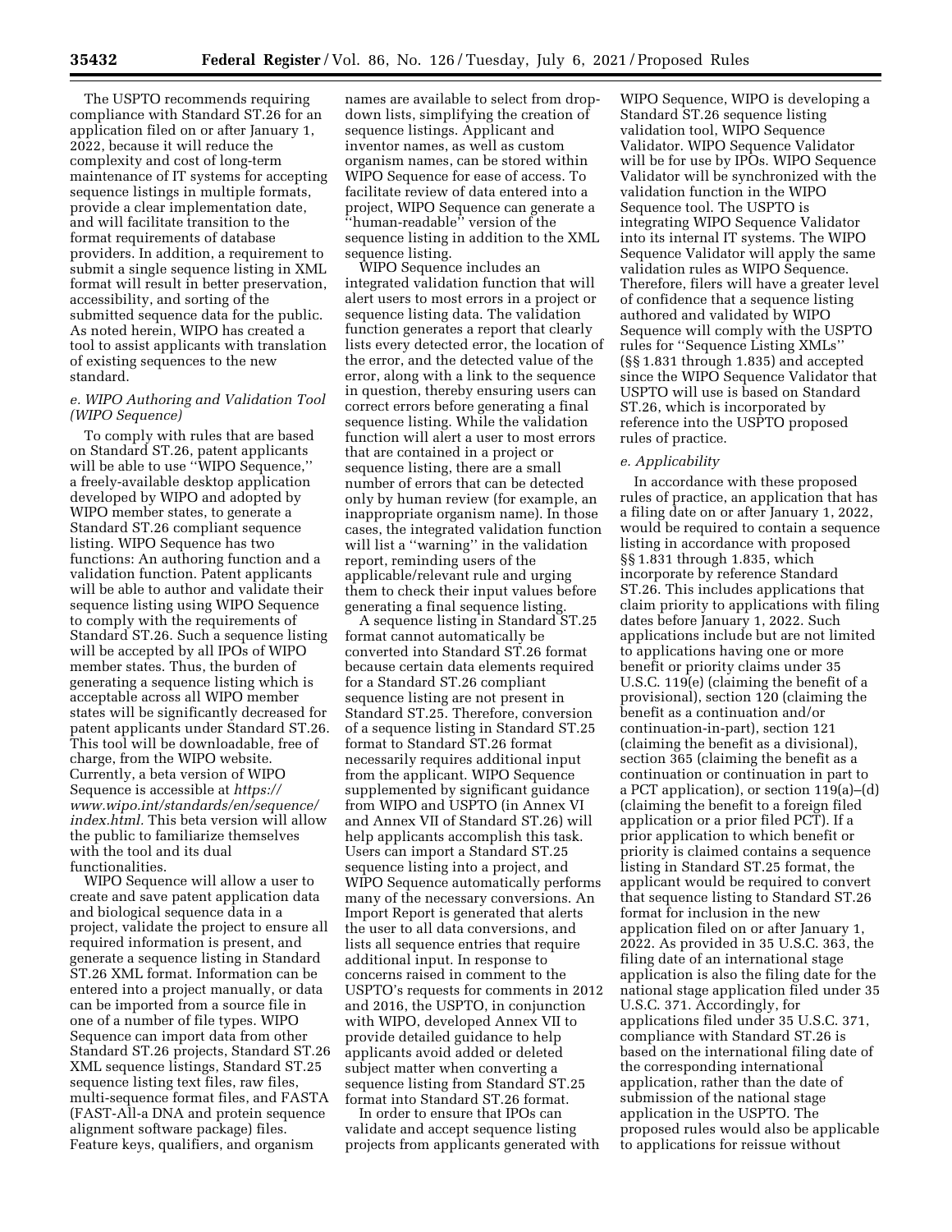The USPTO recommends requiring compliance with Standard ST.26 for an application filed on or after January 1, 2022, because it will reduce the complexity and cost of long-term maintenance of IT systems for accepting sequence listings in multiple formats, provide a clear implementation date, and will facilitate transition to the format requirements of database providers. In addition, a requirement to submit a single sequence listing in XML format will result in better preservation, accessibility, and sorting of the submitted sequence data for the public. As noted herein, WIPO has created a tool to assist applicants with translation of existing sequences to the new standard.

### *e. WIPO Authoring and Validation Tool (WIPO Sequence)*

To comply with rules that are based on Standard ST.26, patent applicants will be able to use ''WIPO Sequence,'' a freely-available desktop application developed by WIPO and adopted by WIPO member states, to generate a Standard ST.26 compliant sequence listing. WIPO Sequence has two functions: An authoring function and a validation function. Patent applicants will be able to author and validate their sequence listing using WIPO Sequence to comply with the requirements of Standard ST.26. Such a sequence listing will be accepted by all IPOs of WIPO member states. Thus, the burden of generating a sequence listing which is acceptable across all WIPO member states will be significantly decreased for patent applicants under Standard ST.26. This tool will be downloadable, free of charge, from the WIPO website. Currently, a beta version of WIPO Sequence is accessible at *https://www.wipo.int/standards/en/sequence/index.html*. This beta version will allow the public to familiarize themselves with the tool and its dual functionalities.

WIPO Sequence will allow a user to create and save patent application data and biological sequence data in a project, validate the project to ensure all required information is present, and generate a sequence listing in Standard ST.26 XML format. Information can be entered into a project manually, or data can be imported from a source file in one of a number of file types. WIPO Sequence can import data from other Standard ST.26 projects, Standard ST.26 XML sequence listings, Standard ST.25 sequence listing text files, raw files, multi-sequence format files, and FASTA (FAST-All-a DNA and protein sequence alignment software package) files. Feature keys, qualifiers, and organism names are available to select from drop-down lists, simplifying the creation of sequence listings. Applicant and inventor names, as well as custom organism names, can be stored within WIPO Sequence for ease of access. To facilitate review of data entered into a project, WIPO Sequence can generate a ''human-readable'' version of the sequence listing in addition to the XML sequence listing.

WIPO Sequence includes an integrated validation function that will alert users to most errors in a project or sequence listing data. The validation function generates a report that clearly lists every detected error, the location of the error, and the detected value of the error, along with a link to the sequence in question, thereby ensuring users can correct errors before generating a final sequence listing. While the validation function will alert a user to most errors that are contained in a project or sequence listing, there are a small number of errors that can be detected only by human review (for example, an inappropriate organism name). In those cases, the integrated validation function will list a ''warning'' in the validation report, reminding users of the applicable/relevant rule and urging them to check their input values before generating a final sequence listing.

A sequence listing in Standard ST.25 format cannot automatically be converted into Standard ST.26 format because certain data elements required for a Standard ST.26 compliant sequence listing are not present in Standard ST.25. Therefore, conversion of a sequence listing in Standard ST.25 format to Standard ST.26 format necessarily requires additional input from the applicant. WIPO Sequence supplemented by significant guidance from WIPO and USPTO (in Annex VI and Annex VII of Standard ST.26) will help applicants accomplish this task. Users can import a Standard ST.25 sequence listing into a project, and WIPO Sequence automatically performs many of the necessary conversions. An Import Report is generated that alerts the user to all data conversions, and lists all sequence entries that require additional input. In response to concerns raised in comment to the USPTO's requests for comments in 2012 and 2016, the USPTO, in conjunction with WIPO, developed Annex VII to provide detailed guidance to help applicants avoid added or deleted subject matter when converting a sequence listing from Standard ST.25 format into Standard ST.26 format.

In order to ensure that IPOs can validate and accept sequence listing projects from applicants generated with WIPO Sequence, WIPO is developing a Standard ST.26 sequence listing validation tool, WIPO Sequence Validator. WIPO Sequence Validator will be for use by IPOs. WIPO Sequence Validator will be synchronized with the validation function in the WIPO Sequence tool. The USPTO is integrating WIPO Sequence Validator into its internal IT systems. The WIPO Sequence Validator will apply the same validation rules as WIPO Sequence. Therefore, filers will have a greater level of confidence that a sequence listing authored and validated by WIPO Sequence will comply with the USPTO rules for ''Sequence Listing XMLs'' (§§ 1.831 through 1.835) and accepted since the WIPO Sequence Validator that USPTO will use is based on Standard ST.26, which is incorporated by reference into the USPTO proposed rules of practice.

### *e. Applicability*

In accordance with these proposed rules of practice, an application that has a filing date on or after January 1, 2022, would be required to contain a sequence listing in accordance with proposed §§ 1.831 through 1.835, which incorporate by reference Standard ST.26. This includes applications that claim priority to applications with filing dates before January 1, 2022. Such applications include but are not limited to applications having one or more benefit or priority claims under 35 U.S.C. 119(e) (claiming the benefit of a provisional), section 120 (claiming the benefit as a continuation and/or continuation-in-part), section 121 (claiming the benefit as a divisional), section 365 (claiming the benefit as a continuation or continuation in part to a PCT application), or section 119(a)–(d) (claiming the benefit to a foreign filed application or a prior filed PCT). If a prior application to which benefit or priority is claimed contains a sequence listing in Standard ST.25 format, the applicant would be required to convert that sequence listing to Standard ST.26 format for inclusion in the new application filed on or after January 1, 2022. As provided in 35 U.S.C. 363, the filing date of an international stage application is also the filing date for the national stage application filed under 35 U.S.C. 371. Accordingly, for applications filed under 35 U.S.C. 371, compliance with Standard ST.26 is based on the international filing date of the corresponding international application, rather than the date of submission of the national stage application in the USPTO. The proposed rules would also be applicable to applications for reissue without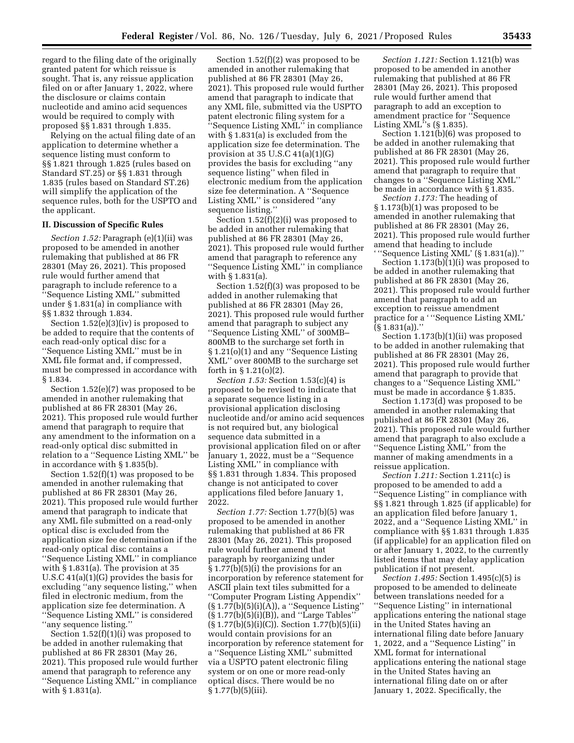regard to the filing date of the originally granted patent for which reissue is sought. That is, any reissue application filed on or after January 1, 2022, where the disclosure or claims contain nucleotide and amino acid sequences would be required to comply with proposed §§ 1.831 through 1.835.

Relying on the actual filing date of an application to determine whether a sequence listing must conform to §§ 1.821 through 1.825 (rules based on Standard ST.25) or §§ 1.831 through 1.835 (rules based on Standard ST.26) will simplify the application of the sequence rules, both for the USPTO and the applicant.

## II. Discussion of Specific Rules

*Section 1.52:* Paragraph (e)(1)(ii) was proposed to be amended in another rulemaking that published at 86 FR 28301 (May 26, 2021). This proposed rule would further amend that paragraph to include reference to a ''Sequence Listing XML'' submitted under § 1.831(a) in compliance with §§ 1.832 through 1.834.

Section 1.52(e)(3)(iv) is proposed to be added to require that the contents of each read-only optical disc for a ''Sequence Listing XML'' must be in XML file format and, if compressed, must be compressed in accordance with § 1.834.

Section 1.52(e)(7) was proposed to be amended in another rulemaking that published at 86 FR 28301 (May 26, 2021). This proposed rule would further amend that paragraph to require that any amendment to the information on a read-only optical disc submitted in relation to a ''Sequence Listing XML'' be in accordance with § 1.835(b).

Section 1.52(f)(1) was proposed to be amended in another rulemaking that published at 86 FR 28301 (May 26, 2021). This proposed rule would further amend that paragraph to indicate that any XML file submitted on a read-only optical disc is excluded from the application size fee determination if the read-only optical disc contains a ''Sequence Listing XML'' in compliance with § 1.831(a). The provision at 35 U.S.C 41(a)(1)(G) provides the basis for excluding ''any sequence listing,'' when filed in electronic medium, from the application size fee determination. A ''Sequence Listing XML'' is considered ''any sequence listing.''

Section 1.52(f)(1)(i) was proposed to be added in another rulemaking that published at 86 FR 28301 (May 26, 2021). This proposed rule would further amend that paragraph to reference any ''Sequence Listing XML'' in compliance with § 1.831(a).

Section 1.52(f)(2) was proposed to be amended in another rulemaking that published at 86 FR 28301 (May 26, 2021). This proposed rule would further amend that paragraph to indicate that any XML file, submitted via the USPTO patent electronic filing system for a ''Sequence Listing XML'' in compliance with § 1.831(a) is excluded from the application size fee determination. The provision at 35 U.S.C 41(a)(1)(G) provides the basis for excluding ''any sequence listing'' when filed in electronic medium from the application size fee determination. A ''Sequence Listing XML'' is considered ''any sequence listing.''

Section 1.52(f)(2)(i) was proposed to be added in another rulemaking that published at 86 FR 28301 (May 26, 2021). This proposed rule would further amend that paragraph to reference any ''Sequence Listing XML'' in compliance with § 1.831(a).

Section 1.52(f)(3) was proposed to be added in another rulemaking that published at 86 FR 28301 (May 26, 2021). This proposed rule would further amend that paragraph to subject any ''Sequence Listing XML'' of 300MB–800MB to the surcharge set forth in § 1.21(o)(1) and any ''Sequence Listing XML'' over 800MB to the surcharge set forth in § 1.21(o)(2).

*Section 1.53:* Section 1.53(c)(4) is proposed to be revised to indicate that a separate sequence listing in a provisional application disclosing nucleotide and/or amino acid sequences is not required but, any biological sequence data submitted in a provisional application filed on or after January 1, 2022, must be a ''Sequence Listing XML'' in compliance with §§ 1.831 through 1.834. This proposed change is not anticipated to cover applications filed before January 1, 2022.

*Section 1.77:* Section 1.77(b)(5) was proposed to be amended in another rulemaking that published at 86 FR 28301 (May 26, 2021). This proposed rule would further amend that paragraph by reorganizing under § 1.77(b)(5)(i) the provisions for an incorporation by reference statement for ASCII plain text tiles submitted for a ''Computer Program Listing Appendix'' (§ 1.77(b)(5)(i)(A)), a ''Sequence Listing'' (§ 1.77(b)(5)(i)(B)), and ''Large Tables'' (§ 1.77(b)(5)(i)(C)). Section 1.77(b)(5)(ii) would contain provisions for an incorporation by reference statement for a ''Sequence Listing XML'' submitted via a USPTO patent electronic filing system or on one or more read-only optical discs. There would be no § 1.77(b)(5)(iii).

*Section 1.121:* Section 1.121(b) was proposed to be amended in another rulemaking that published at 86 FR 28301 (May 26, 2021). This proposed rule would further amend that paragraph to add an exception to amendment practice for ''Sequence Listing XML''s (§ 1.835).

Section 1.121(b)(6) was proposed to be added in another rulemaking that published at 86 FR 28301 (May 26, 2021). This proposed rule would further amend that paragraph to require that changes to a ''Sequence Listing XML'' be made in accordance with § 1.835.

*Section 1.173:* The heading of § 1.173(b)(1) was proposed to be amended in another rulemaking that published at 86 FR 28301 (May 26, 2021). This proposed rule would further amend that heading to include ' ''Sequence Listing XML' (§ 1.831(a)).''

Section 1.173(b)(1)(i) was proposed to be added in another rulemaking that published at 86 FR 28301 (May 26, 2021). This proposed rule would further amend that paragraph to add an exception to reissue amendment practice for a ' ''Sequence Listing XML' (§ 1.831(a)).''

Section 1.173(b)(1)(ii) was proposed to be added in another rulemaking that published at 86 FR 28301 (May 26, 2021). This proposed rule would further amend that paragraph to provide that changes to a ''Sequence Listing XML'' must be made in accordance § 1.835.

Section 1.173(d) was proposed to be amended in another rulemaking that published at 86 FR 28301 (May 26, 2021). This proposed rule would further amend that paragraph to also exclude a ''Sequence Listing XML'' from the manner of making amendments in a reissue application.

*Section 1.211:* Section 1.211(c) is proposed to be amended to add a ''Sequence Listing'' in compliance with §§ 1.821 through 1.825 (if applicable) for an application filed before January 1, 2022, and a ''Sequence Listing XML'' in compliance with §§ 1.831 through 1.835 (if applicable) for an application filed on or after January 1, 2022, to the currently listed items that may delay application publication if not present.

*Section 1.495:* Section 1.495(c)(5) is proposed to be amended to delineate between translations needed for a ''Sequence Listing'' in international applications entering the national stage in the United States having an international filing date before January 1, 2022, and a ''Sequence Listing'' in XML format for international applications entering the national stage in the United States having an international filing date on or after January 1, 2022. Specifically, the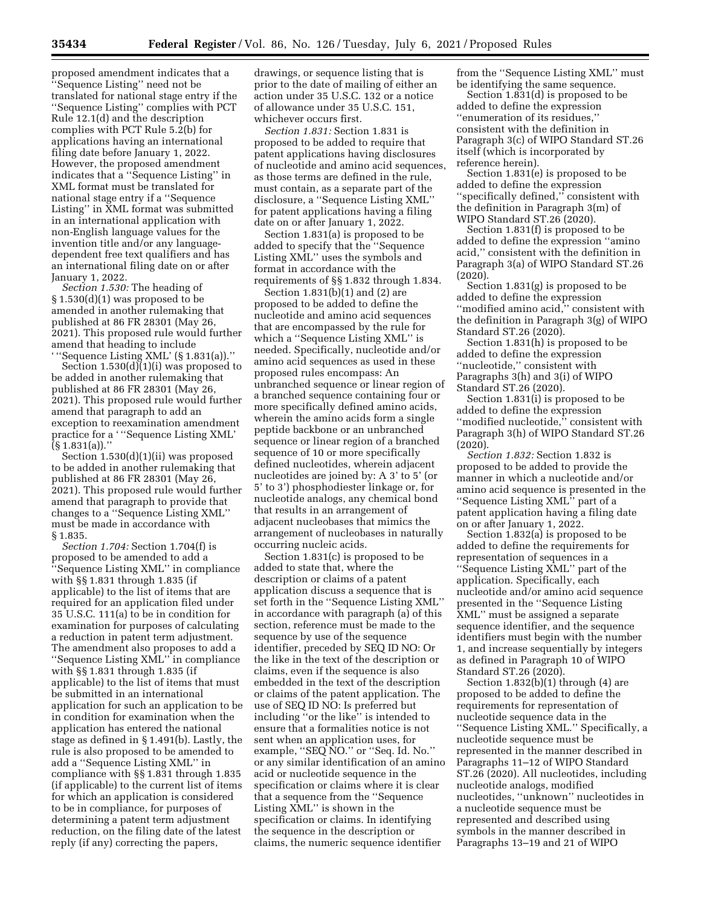proposed amendment indicates that a ''Sequence Listing'' need not be translated for national stage entry if the ''Sequence Listing'' complies with PCT Rule 12.1(d) and the description complies with PCT Rule 5.2(b) for applications having an international filing date before January 1, 2022. However, the proposed amendment indicates that a ''Sequence Listing'' in XML format must be translated for national stage entry if a ''Sequence Listing'' in XML format was submitted in an international application with non-English language values for the invention title and/or any language-dependent free text qualifiers and has an international filing date on or after January 1, 2022.

*Section 1.530:* The heading of § 1.530(d)(1) was proposed to be amended in another rulemaking that published at 86 FR 28301 (May 26, 2021). This proposed rule would further amend that heading to include ' ''Sequence Listing XML' (§ 1.831(a)).''

Section 1.530(d)(1)(i) was proposed to be added in another rulemaking that published at 86 FR 28301 (May 26, 2021). This proposed rule would further amend that paragraph to add an exception to reexamination amendment practice for a ' ''Sequence Listing XML' (§ 1.831(a)).''

Section 1.530(d)(1)(ii) was proposed to be added in another rulemaking that published at 86 FR 28301 (May 26, 2021). This proposed rule would further amend that paragraph to provide that changes to a ''Sequence Listing XML'' must be made in accordance with § 1.835.

*Section 1.704:* Section 1.704(f) is proposed to be amended to add a ''Sequence Listing XML'' in compliance with §§ 1.831 through 1.835 (if applicable) to the list of items that are required for an application filed under 35 U.S.C. 111(a) to be in condition for examination for purposes of calculating a reduction in patent term adjustment. The amendment also proposes to add a ''Sequence Listing XML'' in compliance with §§ 1.831 through 1.835 (if applicable) to the list of items that must be submitted in an international application for such an application to be in condition for examination when the application has entered the national stage as defined in § 1.491(b). Lastly, the rule is also proposed to be amended to add a ''Sequence Listing XML'' in compliance with §§ 1.831 through 1.835 (if applicable) to the current list of items for which an application is considered to be in compliance, for purposes of determining a patent term adjustment reduction, on the filing date of the latest reply (if any) correcting the papers, drawings, or sequence listing that is prior to the date of mailing of either an action under 35 U.S.C. 132 or a notice of allowance under 35 U.S.C. 151, whichever occurs first.

*Section 1.831:* Section 1.831 is proposed to be added to require that patent applications having disclosures of nucleotide and amino acid sequences, as those terms are defined in the rule, must contain, as a separate part of the disclosure, a ''Sequence Listing XML'' for patent applications having a filing date on or after January 1, 2022.

Section 1.831(a) is proposed to be added to specify that the ''Sequence Listing XML'' uses the symbols and format in accordance with the requirements of §§ 1.832 through 1.834.

Section 1.831(b)(1) and (2) are proposed to be added to define the nucleotide and amino acid sequences that are encompassed by the rule for which a ''Sequence Listing XML'' is needed. Specifically, nucleotide and/or amino acid sequences as used in these proposed rules encompass: An unbranched sequence or linear region of a branched sequence containing four or more specifically defined amino acids, wherein the amino acids form a single peptide backbone or an unbranched sequence or linear region of a branched sequence of 10 or more specifically defined nucleotides, wherein adjacent nucleotides are joined by: A 3' to 5' (or 5' to 3') phosphodiester linkage or, for nucleotide analogs, any chemical bond that results in an arrangement of adjacent nucleobases that mimics the arrangement of nucleobases in naturally occurring nucleic acids.

Section 1.831(c) is proposed to be added to state that, where the description or claims of a patent application discuss a sequence that is set forth in the ''Sequence Listing XML'' in accordance with paragraph (a) of this section, reference must be made to the sequence by use of the sequence identifier, preceded by SEQ ID NO: Or the like in the text of the description or claims, even if the sequence is also embedded in the text of the description or claims of the patent application. The use of SEQ ID NO: Is preferred but including ''or the like'' is intended to ensure that a formalities notice is not sent when an application uses, for example, ''SEQ NO.'' or ''Seq. Id. No.'' or any similar identification of an amino acid or nucleotide sequence in the specification or claims where it is clear that a sequence from the ''Sequence Listing XML'' is shown in the specification or claims. In identifying the sequence in the description or claims, the numeric sequence identifier from the ''Sequence Listing XML'' must be identifying the same sequence.

Section 1.831(d) is proposed to be added to define the expression ''enumeration of its residues,'' consistent with the definition in Paragraph 3(c) of WIPO Standard ST.26 itself (which is incorporated by reference herein).

Section 1.831(e) is proposed to be added to define the expression ''specifically defined,'' consistent with the definition in Paragraph 3(m) of WIPO Standard ST.26 (2020).

Section 1.831(f) is proposed to be added to define the expression ''amino acid,'' consistent with the definition in Paragraph 3(a) of WIPO Standard ST.26 (2020).

Section 1.831(g) is proposed to be added to define the expression ''modified amino acid,'' consistent with the definition in Paragraph 3(g) of WIPO Standard ST.26 (2020).

Section 1.831(h) is proposed to be added to define the expression ''nucleotide,'' consistent with Paragraphs 3(h) and 3(i) of WIPO Standard ST.26 (2020).

Section 1.831(i) is proposed to be added to define the expression ''modified nucleotide,'' consistent with Paragraph 3(h) of WIPO Standard ST.26 (2020).

*Section 1.832:* Section 1.832 is proposed to be added to provide the manner in which a nucleotide and/or amino acid sequence is presented in the ''Sequence Listing XML'' part of a patent application having a filing date on or after January 1, 2022.

Section 1.832(a) is proposed to be added to define the requirements for representation of sequences in a ''Sequence Listing XML'' part of the application. Specifically, each nucleotide and/or amino acid sequence presented in the ''Sequence Listing XML'' must be assigned a separate sequence identifier, and the sequence identifiers must begin with the number 1, and increase sequentially by integers as defined in Paragraph 10 of WIPO Standard ST.26 (2020).

Section 1.832(b)(1) through (4) are proposed to be added to define the requirements for representation of nucleotide sequence data in the ''Sequence Listing XML.'' Specifically, a nucleotide sequence must be represented in the manner described in Paragraphs 11–12 of WIPO Standard ST.26 (2020). All nucleotides, including nucleotide analogs, modified nucleotides, ''unknown'' nucleotides in a nucleotide sequence must be represented and described using symbols in the manner described in Paragraphs 13–19 and 21 of WIPO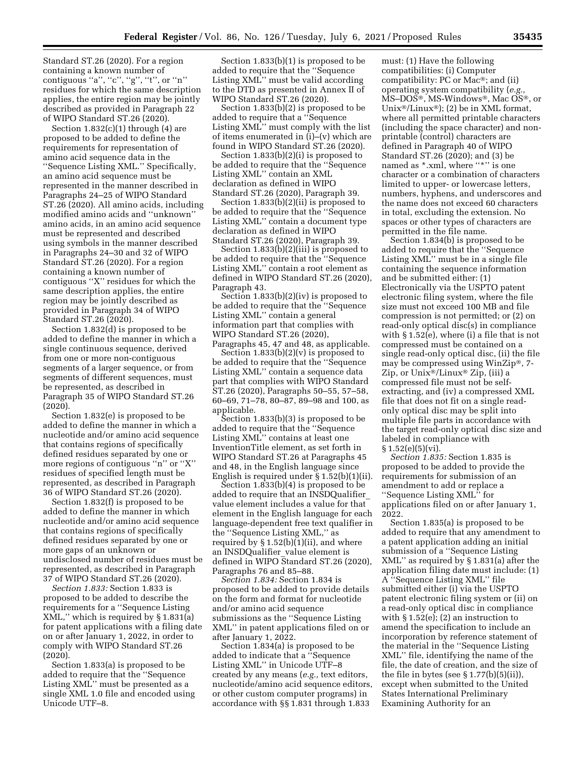Standard ST.26 (2020). For a region containing a known number of contiguous ''a'', ''c'', ''g'', ''t'', or ''n'' residues for which the same description applies, the entire region may be jointly described as provided in Paragraph 22 of WIPO Standard ST.26 (2020).

Section 1.832(c)(1) through (4) are proposed to be added to define the requirements for representation of amino acid sequence data in the ''Sequence Listing XML.'' Specifically, an amino acid sequence must be represented in the manner described in Paragraphs 24–25 of WIPO Standard ST.26 (2020). All amino acids, including modified amino acids and ''unknown'' amino acids, in an amino acid sequence must be represented and described using symbols in the manner described in Paragraphs 24–30 and 32 of WIPO Standard ST.26 (2020). For a region containing a known number of contiguous ''X'' residues for which the same description applies, the entire region may be jointly described as provided in Paragraph 34 of WIPO Standard ST.26 (2020).

Section 1.832(d) is proposed to be added to define the manner in which a single continuous sequence, derived from one or more non-contiguous segments of a larger sequence, or from segments of different sequences, must be represented, as described in Paragraph 35 of WIPO Standard ST.26 (2020).

Section 1.832(e) is proposed to be added to define the manner in which a nucleotide and/or amino acid sequence that contains regions of specifically defined residues separated by one or more regions of contiguous ''n'' or ''X'' residues of specified length must be represented, as described in Paragraph 36 of WIPO Standard ST.26 (2020).

Section 1.832(f) is proposed to be added to define the manner in which nucleotide and/or amino acid sequence that contains regions of specifically defined residues separated by one or more gaps of an unknown or undisclosed number of residues must be represented, as described in Paragraph 37 of WIPO Standard ST.26 (2020).

*Section 1.833:* Section 1.833 is proposed to be added to describe the requirements for a ''Sequence Listing XML,'' which is required by § 1.831(a) for patent applications with a filing date on or after January 1, 2022, in order to comply with WIPO Standard ST.26 (2020).

Section 1.833(a) is proposed to be added to require that the ''Sequence Listing XML'' must be presented as a single XML 1.0 file and encoded using Unicode UTF–8.

Section 1.833(b)(1) is proposed to be added to require that the ''Sequence Listing XML'' must be valid according to the DTD as presented in Annex II of WIPO Standard ST.26 (2020).

Section 1.833(b)(2) is proposed to be added to require that a ''Sequence Listing XML'' must comply with the list of items enumerated in (i)–(v) which are found in WIPO Standard ST.26 (2020).

Section 1.833(b)(2)(i) is proposed to be added to require that the ''Sequence Listing XML'' contain an XML declaration as defined in WIPO Standard ST.26 (2020), Paragraph 39.

Section 1.833(b)(2)(ii) is proposed to be added to require that the ''Sequence Listing XML'' contain a document type declaration as defined in WIPO Standard ST.26 (2020), Paragraph 39.

Section 1.833(b)(2)(iii) is proposed to be added to require that the ''Sequence Listing XML'' contain a root element as defined in WIPO Standard ST.26 (2020), Paragraph 43.

Section 1.833(b)(2)(iv) is proposed to be added to require that the ''Sequence Listing XML'' contain a general information part that complies with WIPO Standard ST.26 (2020), Paragraphs 45, 47 and 48, as applicable.

Section 1.833(b)(2)(v) is proposed to be added to require that the ''Sequence Listing XML'' contain a sequence data part that complies with WIPO Standard ST.26 (2020), Paragraphs 50–55, 57–58, 60–69, 71–78, 80–87, 89–98 and 100, as applicable.

Section 1.833(b)(3) is proposed to be added to require that the ''Sequence Listing XML'' contains at least one InventionTitle element, as set forth in WIPO Standard ST.26 at Paragraphs 45 and 48, in the English language since English is required under § 1.52(b)(1)(ii).

Section 1.833(b)(4) is proposed to be added to require that an INSDQualifier_value element includes a value for that element in the English language for each language-dependent free text qualifier in the ''Sequence Listing XML,'' as required by § 1.52(b)(1)(ii), and where an INSDQualifier_value element is defined in WIPO Standard ST.26 (2020), Paragraphs 76 and 85–88.

*Section 1.834:* Section 1.834 is proposed to be added to provide details on the form and format for nucleotide and/or amino acid sequence submissions as the ''Sequence Listing XML'' in patent applications filed on or after January 1, 2022.

Section 1.834(a) is proposed to be added to indicate that a ''Sequence Listing XML'' in Unicode UTF–8 created by any means (*e.g.,* text editors, nucleotide/amino acid sequence editors, or other custom computer programs) in accordance with §§ 1.831 through 1.833 must: (1) Have the following compatibilities: (i) Computer compatibility: PC or Mac®; and (ii) operating system compatibility (*e.g.,* MS–DOS®, MS-Windows®, Mac OS®, or Unix®/Linux®); (2) be in XML format, where all permitted printable characters (including the space character) and non-printable (control) characters are defined in Paragraph 40 of WIPO Standard ST.26 (2020); and (3) be named as *.xml, where ''*'' is one character or a combination of characters limited to upper- or lowercase letters, numbers, hyphens, and underscores and the name does not exceed 60 characters in total, excluding the extension. No spaces or other types of characters are permitted in the file name.

Section 1.834(b) is proposed to be added to require that the ''Sequence Listing XML'' must be in a single file containing the sequence information and be submitted either: (1) Electronically via the USPTO patent electronic filing system, where the file size must not exceed 100 MB and file compression is not permitted; or (2) on read-only optical disc(s) in compliance with § 1.52(e), where (i) a file that is not compressed must be contained on a single read-only optical disc, (ii) the file may be compressed using WinZip®, 7-Zip, or Unix®/Linux® Zip, (iii) a compressed file must not be self-extracting, and (iv) a compressed XML file that does not fit on a single read-only optical disc may be split into multiple file parts in accordance with the target read-only optical disc size and labeled in compliance with § 1.52(e)(5)(vi).

*Section 1.835:* Section 1.835 is proposed to be added to provide the requirements for submission of an amendment to add or replace a ''Sequence Listing XML'' for applications filed on or after January 1, 2022.

Section 1.835(a) is proposed to be added to require that any amendment to a patent application adding an initial submission of a ''Sequence Listing XML'' as required by § 1.831(a) after the application filing date must include: (1) A ''Sequence Listing XML'' file submitted either (i) via the USPTO patent electronic filing system or (ii) on a read-only optical disc in compliance with § 1.52(e); (2) an instruction to amend the specification to include an incorporation by reference statement of the material in the ''Sequence Listing XML'' file, identifying the name of the file, the date of creation, and the size of the file in bytes (see § 1.77(b)(5)(ii)), except when submitted to the United States International Preliminary Examining Authority for an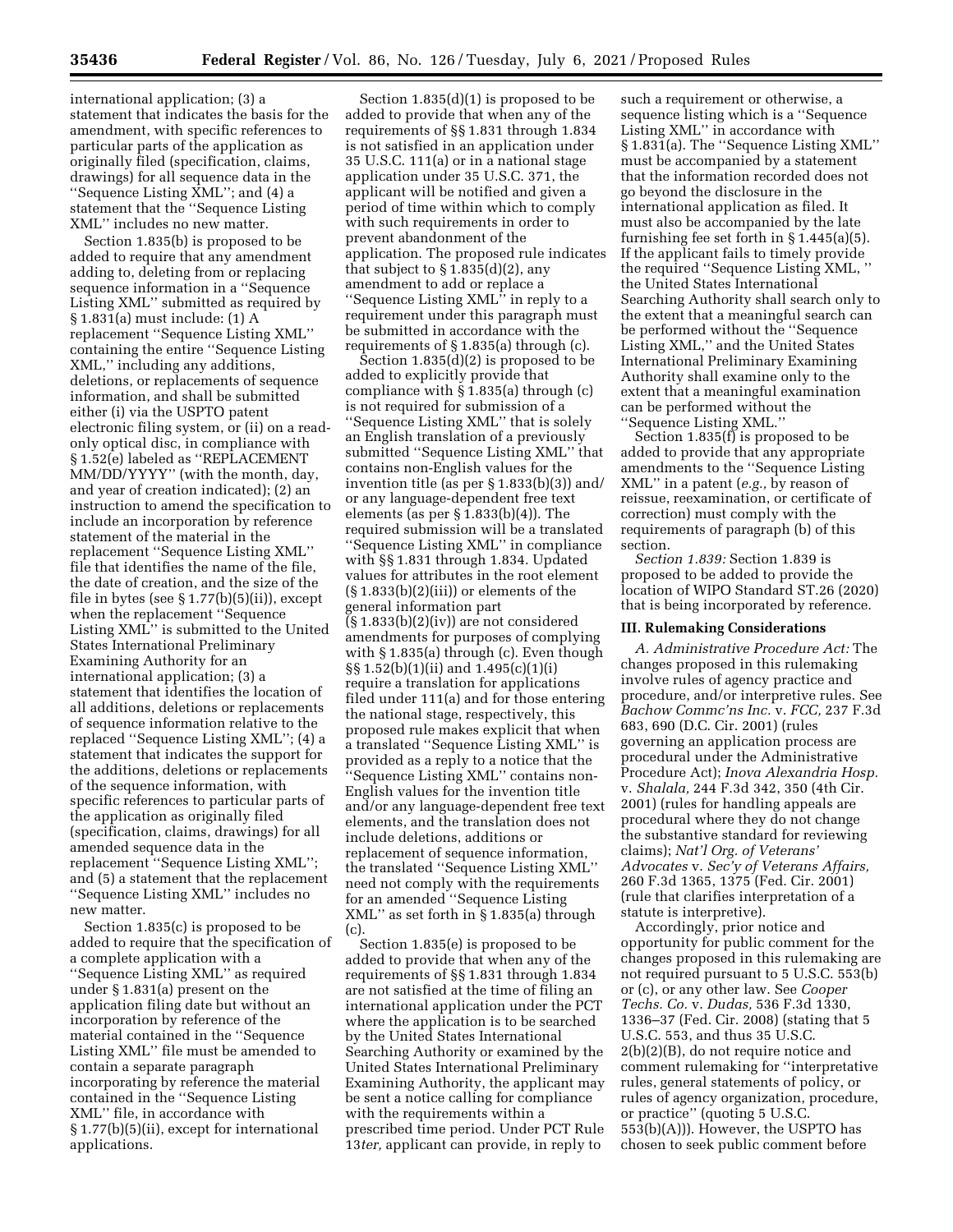international application; (3) a statement that indicates the basis for the amendment, with specific references to particular parts of the application as originally filed (specification, claims, drawings) for all sequence data in the ''Sequence Listing XML''; and (4) a statement that the ''Sequence Listing XML'' includes no new matter.

Section 1.835(b) is proposed to be added to require that any amendment adding to, deleting from or replacing sequence information in a ''Sequence Listing XML'' submitted as required by § 1.831(a) must include: (1) A replacement ''Sequence Listing XML'' containing the entire ''Sequence Listing XML,'' including any additions, deletions, or replacements of sequence information, and shall be submitted either (i) via the USPTO patent electronic filing system, or (ii) on a read-only optical disc, in compliance with § 1.52(e) labeled as ''REPLACEMENT MM/DD/YYYY'' (with the month, day, and year of creation indicated); (2) an instruction to amend the specification to include an incorporation by reference statement of the material in the replacement ''Sequence Listing XML'' file that identifies the name of the file, the date of creation, and the size of the file in bytes (see § 1.77(b)(5)(ii)), except when the replacement ''Sequence Listing XML'' is submitted to the United States International Preliminary Examining Authority for an international application; (3) a statement that identifies the location of all additions, deletions or replacements of sequence information relative to the replaced ''Sequence Listing XML''; (4) a statement that indicates the support for the additions, deletions or replacements of the sequence information, with specific references to particular parts of the application as originally filed (specification, claims, drawings) for all amended sequence data in the replacement ''Sequence Listing XML''; and (5) a statement that the replacement ''Sequence Listing XML'' includes no new matter.

Section 1.835(c) is proposed to be added to require that the specification of a complete application with a ''Sequence Listing XML'' as required under § 1.831(a) present on the application filing date but without an incorporation by reference of the material contained in the ''Sequence Listing XML'' file must be amended to contain a separate paragraph incorporating by reference the material contained in the ''Sequence Listing XML'' file, in accordance with § 1.77(b)(5)(ii), except for international applications.

Section 1.835(d)(1) is proposed to be added to provide that when any of the requirements of §§ 1.831 through 1.834 is not satisfied in an application under 35 U.S.C. 111(a) or in a national stage application under 35 U.S.C. 371, the applicant will be notified and given a period of time within which to comply with such requirements in order to prevent abandonment of the application. The proposed rule indicates that subject to § 1.835(d)(2), any amendment to add or replace a ''Sequence Listing XML'' in reply to a requirement under this paragraph must be submitted in accordance with the requirements of § 1.835(a) through (c).

Section 1.835(d)(2) is proposed to be added to explicitly provide that compliance with § 1.835(a) through (c) is not required for submission of a ''Sequence Listing XML'' that is solely an English translation of a previously submitted ''Sequence Listing XML'' that contains non-English values for the invention title (as per § 1.833(b)(3)) and/or any language-dependent free text elements (as per § 1.833(b)(4)). The required submission will be a translated ''Sequence Listing XML'' in compliance with §§ 1.831 through 1.834. Updated values for attributes in the root element (§ 1.833(b)(2)(iii)) or elements of the general information part (§ 1.833(b)(2)(iv)) are not considered amendments for purposes of complying with § 1.835(a) through (c). Even though §§ 1.52(b)(1)(ii) and 1.495(c)(1)(i) require a translation for applications filed under 111(a) and for those entering the national stage, respectively, this proposed rule makes explicit that when a translated ''Sequence Listing XML'' is provided as a reply to a notice that the ''Sequence Listing XML'' contains non-English values for the invention title and/or any language-dependent free text elements, and the translation does not include deletions, additions or replacement of sequence information, the translated ''Sequence Listing XML'' need not comply with the requirements for an amended ''Sequence Listing XML'' as set forth in § 1.835(a) through (c).

Section 1.835(e) is proposed to be added to provide that when any of the requirements of §§ 1.831 through 1.834 are not satisfied at the time of filing an international application under the PCT where the application is to be searched by the United States International Searching Authority or examined by the United States International Preliminary Examining Authority, the applicant may be sent a notice calling for compliance with the requirements within a prescribed time period. Under PCT Rule 13*ter,* applicant can provide, in reply to such a requirement or otherwise, a sequence listing which is a ''Sequence Listing XML'' in accordance with § 1.831(a). The ''Sequence Listing XML'' must be accompanied by a statement that the information recorded does not go beyond the disclosure in the international application as filed. It must also be accompanied by the late furnishing fee set forth in § 1.445(a)(5). If the applicant fails to timely provide the required ''Sequence Listing XML, '' the United States International Searching Authority shall search only to the extent that a meaningful search can be performed without the ''Sequence Listing XML,'' and the United States International Preliminary Examining Authority shall examine only to the extent that a meaningful examination can be performed without the ''Sequence Listing XML.''

Section 1.835(f) is proposed to be added to provide that any appropriate amendments to the ''Sequence Listing XML'' in a patent (*e.g.,* by reason of reissue, reexamination, or certificate of correction) must comply with the requirements of paragraph (b) of this section.

*Section 1.839:* Section 1.839 is proposed to be added to provide the location of WIPO Standard ST.26 (2020) that is being incorporated by reference.

## III. Rulemaking Considerations

*A. Administrative Procedure Act:* The changes proposed in this rulemaking involve rules of agency practice and procedure, and/or interpretive rules. See *Bachow Commc'ns Inc.* v. *FCC,* 237 F.3d 683, 690 (D.C. Cir. 2001) (rules governing an application process are procedural under the Administrative Procedure Act); *Inova Alexandria Hosp.* v. *Shalala,* 244 F.3d 342, 350 (4th Cir. 2001) (rules for handling appeals are procedural where they do not change the substantive standard for reviewing claims); *Nat'l Org. of Veterans' Advocates* v. *Sec'y of Veterans Affairs,* 260 F.3d 1365, 1375 (Fed. Cir. 2001) (rule that clarifies interpretation of a statute is interpretive).

Accordingly, prior notice and opportunity for public comment for the changes proposed in this rulemaking are not required pursuant to 5 U.S.C. 553(b) or (c), or any other law. See *Cooper Techs. Co.* v. *Dudas,* 536 F.3d 1330, 1336–37 (Fed. Cir. 2008) (stating that 5 U.S.C. 553, and thus 35 U.S.C. 2(b)(2)(B), do not require notice and comment rulemaking for ''interpretative rules, general statements of policy, or rules of agency organization, procedure, or practice'' (quoting 5 U.S.C. 553(b)(A))). However, the USPTO has chosen to seek public comment before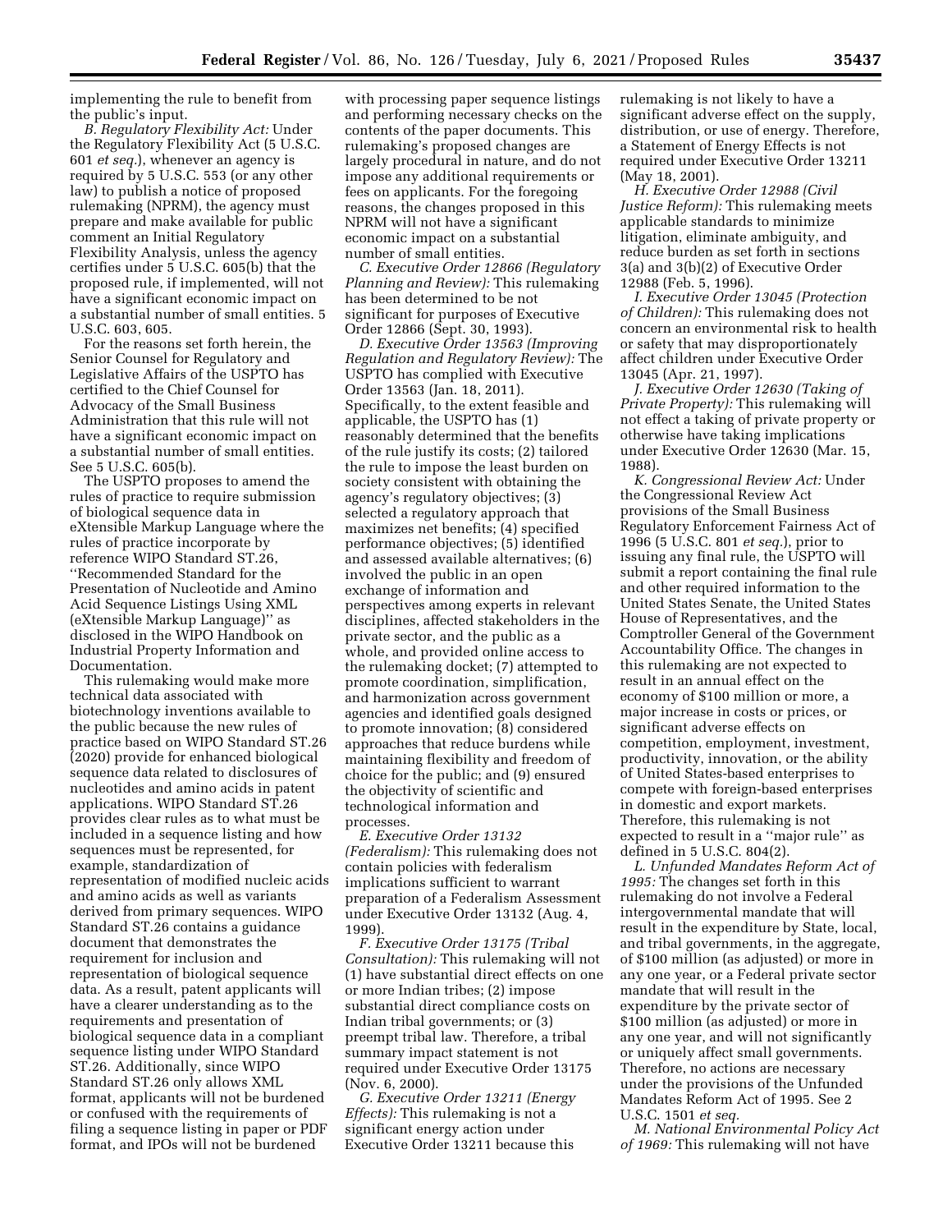implementing the rule to benefit from the public's input.

*B. Regulatory Flexibility Act:* Under the Regulatory Flexibility Act (5 U.S.C. 601 *et seq.*), whenever an agency is required by 5 U.S.C. 553 (or any other law) to publish a notice of proposed rulemaking (NPRM), the agency must prepare and make available for public comment an Initial Regulatory Flexibility Analysis, unless the agency certifies under 5 U.S.C. 605(b) that the proposed rule, if implemented, will not have a significant economic impact on a substantial number of small entities. 5 U.S.C. 603, 605.

For the reasons set forth herein, the Senior Counsel for Regulatory and Legislative Affairs of the USPTO has certified to the Chief Counsel for Advocacy of the Small Business Administration that this rule will not have a significant economic impact on a substantial number of small entities. See 5 U.S.C. 605(b).

The USPTO proposes to amend the rules of practice to require submission of biological sequence data in eXtensible Markup Language where the rules of practice incorporate by reference WIPO Standard ST.26, ''Recommended Standard for the Presentation of Nucleotide and Amino Acid Sequence Listings Using XML (eXtensible Markup Language)'' as disclosed in the WIPO Handbook on Industrial Property Information and Documentation.

This rulemaking would make more technical data associated with biotechnology inventions available to the public because the new rules of practice based on WIPO Standard ST.26 (2020) provide for enhanced biological sequence data related to disclosures of nucleotides and amino acids in patent applications. WIPO Standard ST.26 provides clear rules as to what must be included in a sequence listing and how sequences must be represented, for example, standardization of representation of modified nucleic acids and amino acids as well as variants derived from primary sequences. WIPO Standard ST.26 contains a guidance document that demonstrates the requirement for inclusion and representation of biological sequence data. As a result, patent applicants will have a clearer understanding as to the requirements and presentation of biological sequence data in a compliant sequence listing under WIPO Standard ST.26. Additionally, since WIPO Standard ST.26 only allows XML format, applicants will not be burdened or confused with the requirements of filing a sequence listing in paper or PDF format, and IPOs will not be burdened with processing paper sequence listings and performing necessary checks on the contents of the paper documents. This rulemaking's proposed changes are largely procedural in nature, and do not impose any additional requirements or fees on applicants. For the foregoing reasons, the changes proposed in this NPRM will not have a significant economic impact on a substantial number of small entities.

*C. Executive Order 12866 (Regulatory Planning and Review):* This rulemaking has been determined to be not significant for purposes of Executive Order 12866 (Sept. 30, 1993).

*D. Executive Order 13563 (Improving Regulation and Regulatory Review):* The USPTO has complied with Executive Order 13563 (Jan. 18, 2011). Specifically, to the extent feasible and applicable, the USPTO has (1) reasonably determined that the benefits of the rule justify its costs; (2) tailored the rule to impose the least burden on society consistent with obtaining the agency's regulatory objectives; (3) selected a regulatory approach that maximizes net benefits; (4) specified performance objectives; (5) identified and assessed available alternatives; (6) involved the public in an open exchange of information and perspectives among experts in relevant disciplines, affected stakeholders in the private sector, and the public as a whole, and provided online access to the rulemaking docket; (7) attempted to promote coordination, simplification, and harmonization across government agencies and identified goals designed to promote innovation; (8) considered approaches that reduce burdens while maintaining flexibility and freedom of choice for the public; and (9) ensured the objectivity of scientific and technological information and processes.

*E. Executive Order 13132 (Federalism):* This rulemaking does not contain policies with federalism implications sufficient to warrant preparation of a Federalism Assessment under Executive Order 13132 (Aug. 4, 1999).

*F. Executive Order 13175 (Tribal Consultation):* This rulemaking will not (1) have substantial direct effects on one or more Indian tribes; (2) impose substantial direct compliance costs on Indian tribal governments; or (3) preempt tribal law. Therefore, a tribal summary impact statement is not required under Executive Order 13175 (Nov. 6, 2000).

*G. Executive Order 13211 (Energy Effects):* This rulemaking is not a significant energy action under Executive Order 13211 because this rulemaking is not likely to have a significant adverse effect on the supply, distribution, or use of energy. Therefore, a Statement of Energy Effects is not required under Executive Order 13211 (May 18, 2001).

*H. Executive Order 12988 (Civil Justice Reform):* This rulemaking meets applicable standards to minimize litigation, eliminate ambiguity, and reduce burden as set forth in sections 3(a) and 3(b)(2) of Executive Order 12988 (Feb. 5, 1996).

*I. Executive Order 13045 (Protection of Children):* This rulemaking does not concern an environmental risk to health or safety that may disproportionately affect children under Executive Order 13045 (Apr. 21, 1997).

*J. Executive Order 12630 (Taking of Private Property):* This rulemaking will not effect a taking of private property or otherwise have taking implications under Executive Order 12630 (Mar. 15, 1988).

*K. Congressional Review Act:* Under the Congressional Review Act provisions of the Small Business Regulatory Enforcement Fairness Act of 1996 (5 U.S.C. 801 *et seq.*), prior to issuing any final rule, the USPTO will submit a report containing the final rule and other required information to the United States Senate, the United States House of Representatives, and the Comptroller General of the Government Accountability Office. The changes in this rulemaking are not expected to result in an annual effect on the economy of $100 million or more, a major increase in costs or prices, or significant adverse effects on competition, employment, investment, productivity, innovation, or the ability of United States-based enterprises to compete with foreign-based enterprises in domestic and export markets. Therefore, this rulemaking is not expected to result in a ''major rule'' as defined in 5 U.S.C. 804(2).

*L. Unfunded Mandates Reform Act of 1995:* The changes set forth in this rulemaking do not involve a Federal intergovernmental mandate that will result in the expenditure by State, local, and tribal governments, in the aggregate, of $100 million (as adjusted) or more in any one year, or a Federal private sector mandate that will result in the expenditure by the private sector of $100 million (as adjusted) or more in any one year, and will not significantly or uniquely affect small governments. Therefore, no actions are necessary under the provisions of the Unfunded Mandates Reform Act of 1995. See 2 U.S.C. 1501 *et seq.*

*M. National Environmental Policy Act of 1969:* This rulemaking will not have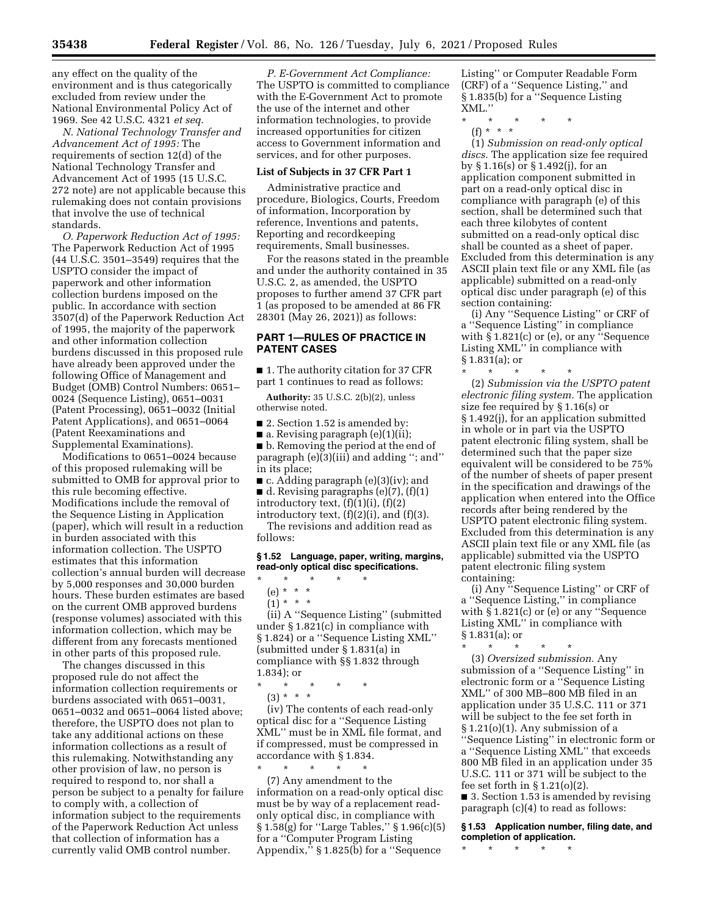any effect on the quality of the environment and is thus categorically excluded from review under the National Environmental Policy Act of 1969. See 42 U.S.C. 4321 *et seq.*

*N. National Technology Transfer and Advancement Act of 1995:* The requirements of section 12(d) of the National Technology Transfer and Advancement Act of 1995 (15 U.S.C. 272 note) are not applicable because this rulemaking does not contain provisions that involve the use of technical standards.

*O. Paperwork Reduction Act of 1995:* The Paperwork Reduction Act of 1995 (44 U.S.C. 3501–3549) requires that the USPTO consider the impact of paperwork and other information collection burdens imposed on the public. In accordance with section 3507(d) of the Paperwork Reduction Act of 1995, the majority of the paperwork and other information collection burdens discussed in this proposed rule have already been approved under the following Office of Management and Budget (OMB) Control Numbers: 0651–0024 (Sequence Listing), 0651–0031 (Patent Processing), 0651–0032 (Initial Patent Applications), and 0651–0064 (Patent Reexaminations and Supplemental Examinations).

Modifications to 0651–0024 because of this proposed rulemaking will be submitted to OMB for approval prior to this rule becoming effective. Modifications include the removal of the Sequence Listing in Application (paper), which will result in a reduction in burden associated with this information collection. The USPTO estimates that this information collection's annual burden will decrease by 5,000 responses and 30,000 burden hours. These burden estimates are based on the current OMB approved burdens (response volumes) associated with this information collection, which may be different from any forecasts mentioned in other parts of this proposed rule.

The changes discussed in this proposed rule do not affect the information collection requirements or burdens associated with 0651–0031, 0651–0032 and 0651–0064 listed above; therefore, the USPTO does not plan to take any additional actions on these information collections as a result of this rulemaking. Notwithstanding any other provision of law, no person is required to respond to, nor shall a person be subject to a penalty for failure to comply with, a collection of information subject to the requirements of the Paperwork Reduction Act unless that collection of information has a currently valid OMB control number.

*P. E-Government Act Compliance:* The USPTO is committed to compliance with the E-Government Act to promote the use of the internet and other information technologies, to provide increased opportunities for citizen access to Government information and services, and for other purposes.

**List of Subjects in 37 CFR Part 1**

Administrative practice and procedure, Biologics, Courts, Freedom of information, Incorporation by reference, Inventions and patents, Reporting and recordkeeping requirements, Small businesses.

For the reasons stated in the preamble and under the authority contained in 35 U.S.C. 2, as amended, the USPTO proposes to further amend 37 CFR part 1 (as proposed to be amended at 86 FR 28301 (May 26, 2021)) as follows:

## PART 1—RULES OF PRACTICE IN PATENT CASES

■ 1. The authority citation for 37 CFR part 1 continues to read as follows:

**Authority:** 35 U.S.C. 2(b)(2), unless otherwise noted.

■ 2. Section 1.52 is amended by:

■ a. Revising paragraph (e)(1)(ii);

■ b. Removing the period at the end of paragraph (e)(3)(iii) and adding "; and" in its place;

■ c. Adding paragraph (e)(3)(iv); and

■ d. Revising paragraphs (e)(7), (f)(1) introductory text, (f)(1)(i), (f)(2) introductory text, (f)(2)(i), and (f)(3).

The revisions and addition read as follows:

### § 1.52 Language, paper, writing, margins, read-only optical disc specifications.

\* \* \* \* \*

(e) \* \* \*

(1) \* \* \*

(ii) A "Sequence Listing" (submitted under § 1.821(c) in compliance with § 1.824) or a "Sequence Listing XML" (submitted under § 1.831(a) in compliance with §§ 1.832 through 1.834); or

\* \* \* \* \*

(3) \* \* \*

(iv) The contents of each read-only optical disc for a "Sequence Listing XML" must be in XML file format, and if compressed, must be compressed in accordance with § 1.834.

\* \* \* \* \*

(7) Any amendment to the information on a read-only optical disc must be by way of a replacement read-only optical disc, in compliance with § 1.58(g) for "Large Tables," § 1.96(c)(5) for a "Computer Program Listing Appendix," § 1.825(b) for a "Sequence Listing" or Computer Readable Form (CRF) of a "Sequence Listing," and § 1.835(b) for a "Sequence Listing XML."

\* \* \* \* \*

(f) \* \* \*

(1) *Submission on read-only optical discs.* The application size fee required by § 1.16(s) or § 1.492(j), for an application component submitted in part on a read-only optical disc in compliance with paragraph (e) of this section, shall be determined such that each three kilobytes of content submitted on a read-only optical disc shall be counted as a sheet of paper. Excluded from this determination is any ASCII plain text file or any XML file (as applicable) submitted on a read-only optical disc under paragraph (e) of this section containing:

(i) Any "Sequence Listing" or CRF of a "Sequence Listing" in compliance with § 1.821(c) or (e), or any "Sequence Listing XML" in compliance with § 1.831(a); or

\* \* \* \* \*

(2) *Submission via the USPTO patent electronic filing system.* The application size fee required by § 1.16(s) or § 1.492(j), for an application submitted in whole or in part via the USPTO patent electronic filing system, shall be determined such that the paper size equivalent will be considered to be 75% of the number of sheets of paper present in the specification and drawings of the application when entered into the Office records after being rendered by the USPTO patent electronic filing system. Excluded from this determination is any ASCII plain text file or any XML file (as applicable) submitted via the USPTO patent electronic filing system containing:

(i) Any "Sequence Listing" or CRF of a "Sequence Listing," in compliance with § 1.821(c) or (e) or any "Sequence Listing XML" in compliance with § 1.831(a); or

\* \* \* \* \*

(3) *Oversized submission.* Any submission of a "Sequence Listing" in electronic form or a "Sequence Listing XML" of 300 MB–800 MB filed in an application under 35 U.S.C. 111 or 371 will be subject to the fee set forth in § 1.21(o)(1). Any submission of a "Sequence Listing" in electronic form or a "Sequence Listing XML" that exceeds 800 MB filed in an application under 35 U.S.C. 111 or 371 will be subject to the fee set forth in § 1.21(o)(2).

■ 3. Section 1.53 is amended by revising paragraph (c)(4) to read as follows:

### § 1.53 Application number, filing date, and completion of application.

\* \* \* \* \*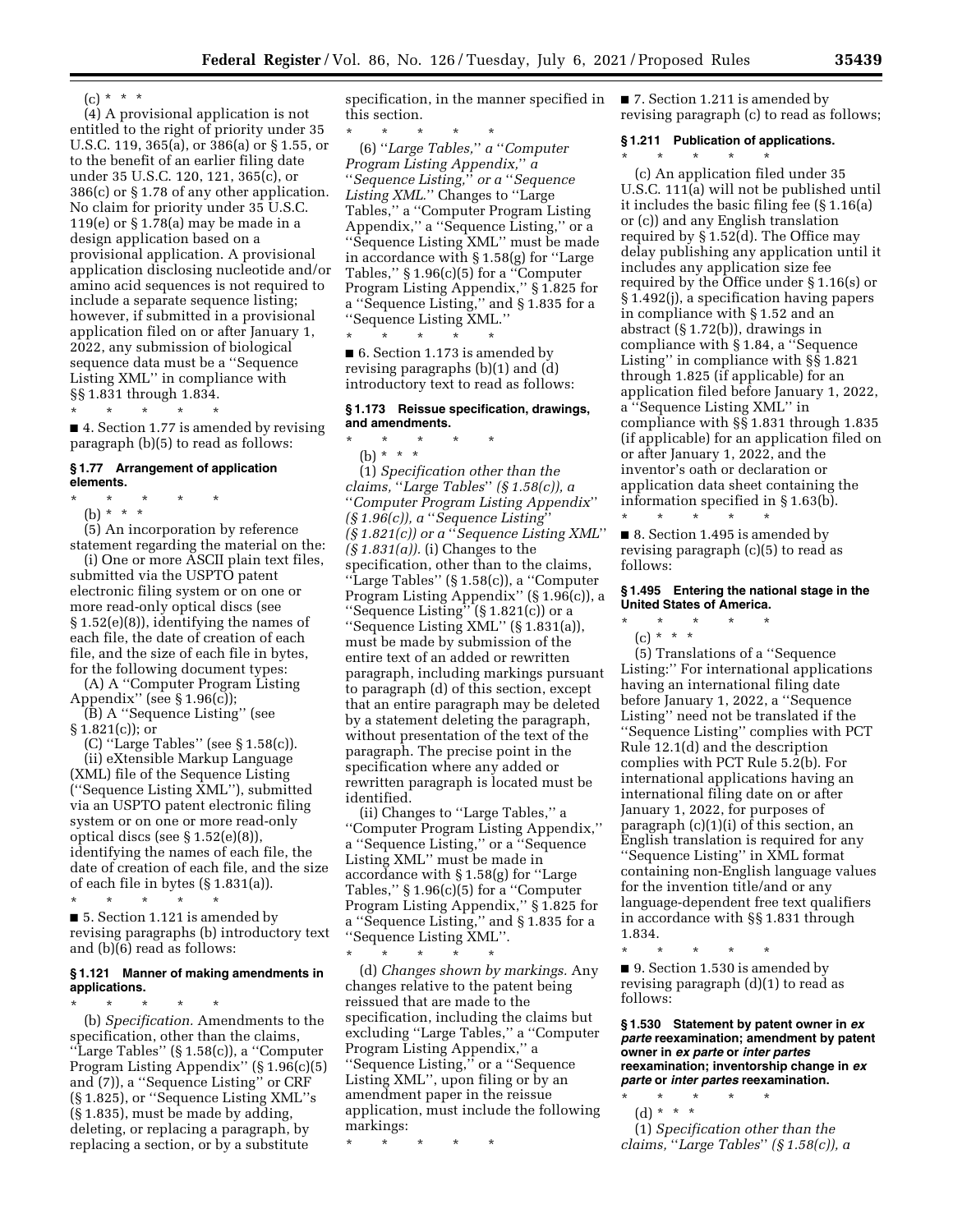(c) * * *

(4) A provisional application is not entitled to the right of priority under 35 U.S.C. 119, 365(a), or 386(a) or § 1.55, or to the benefit of an earlier filing date under 35 U.S.C. 120, 121, 365(c), or 386(c) or § 1.78 of any other application. No claim for priority under 35 U.S.C. 119(e) or § 1.78(a) may be made in a design application based on a provisional application. A provisional application disclosing nucleotide and/or amino acid sequences is not required to include a separate sequence listing; however, if submitted in a provisional application filed on or after January 1, 2022, any submission of biological sequence data must be a ''Sequence Listing XML'' in compliance with §§ 1.831 through 1.834.

\* \* \* \* \*

■ 4. Section 1.77 is amended by revising paragraph (b)(5) to read as follows:

### § 1.77 Arrangement of application elements.

\* \* \* \* \*

(b) * * *

(5) An incorporation by reference statement regarding the material on the:

(i) One or more ASCII plain text files, submitted via the USPTO patent electronic filing system or on one or more read-only optical discs (see § 1.52(e)(8)), identifying the names of each file, the date of creation of each file, and the size of each file in bytes, for the following document types:

(A) A ''Computer Program Listing Appendix'' (see § 1.96(c));

(B) A ''Sequence Listing'' (see § 1.821(c)); or

(C) ''Large Tables'' (see § 1.58(c)).

(ii) eXtensible Markup Language (XML) file of the Sequence Listing (''Sequence Listing XML''), submitted via an USPTO patent electronic filing system or on one or more read-only optical discs (see § 1.52(e)(8)), identifying the names of each file, the date of creation of each file, and the size of each file in bytes (§ 1.831(a)).

\* \* \* \* \*

■ 5. Section 1.121 is amended by revising paragraphs (b) introductory text and (b)(6) read as follows:

### § 1.121 Manner of making amendments in applications.

\* \* \* \* \*

(b) *Specification.* Amendments to the specification, other than the claims, ''Large Tables'' (§ 1.58(c)), a ''Computer Program Listing Appendix'' (§ 1.96(c)(5) and (7)), a ''Sequence Listing'' or CRF (§ 1.825), or ''Sequence Listing XML''s (§ 1.835), must be made by adding, deleting, or replacing a paragraph, by replacing a section, or by a substitute specification, in the manner specified in this section.

\* \* \* \* \*

(6) ''*Large Tables,*'' *a* ''*Computer Program Listing Appendix,*'' *a* ''*Sequence Listing,*'' *or a* ''*Sequence Listing XML.*'' Changes to ''Large Tables,'' a ''Computer Program Listing Appendix,'' a ''Sequence Listing,'' or a ''Sequence Listing XML'' must be made in accordance with § 1.58(g) for ''Large Tables,'' § 1.96(c)(5) for a ''Computer Program Listing Appendix,'' § 1.825 for a ''Sequence Listing,'' and § 1.835 for a ''Sequence Listing XML.''

\* \* \* \* \*

■ 6. Section 1.173 is amended by revising paragraphs (b)(1) and (d) introductory text to read as follows:

### § 1.173 Reissue specification, drawings, and amendments.

\* \* \* \* \*

(b) * * *

(1) *Specification other than the claims,* ''*Large Tables*'' *(§ 1.58(c)), a* ''*Computer Program Listing Appendix*'' *(§ 1.96(c)), a* ''*Sequence Listing*'' *(§ 1.821(c)) or a* ''*Sequence Listing XML*'' *(§ 1.831(a)).* (i) Changes to the specification, other than to the claims, ''Large Tables'' (§ 1.58(c)), a ''Computer Program Listing Appendix'' (§ 1.96(c)), a ''Sequence Listing'' (§ 1.821(c)) or a ''Sequence Listing XML'' (§ 1.831(a)), must be made by submission of the entire text of an added or rewritten paragraph, including markings pursuant to paragraph (d) of this section, except that an entire paragraph may be deleted by a statement deleting the paragraph, without presentation of the text of the paragraph. The precise point in the specification where any added or rewritten paragraph is located must be identified.

(ii) Changes to ''Large Tables,'' a ''Computer Program Listing Appendix,'' a ''Sequence Listing,'' or a ''Sequence Listing XML'' must be made in accordance with § 1.58(g) for ''Large Tables,'' § 1.96(c)(5) for a ''Computer Program Listing Appendix,'' § 1.825 for a ''Sequence Listing,'' and § 1.835 for a ''Sequence Listing XML''.

\* \* \* \* \*

(d) *Changes shown by markings.* Any changes relative to the patent being reissued that are made to the specification, including the claims but excluding ''Large Tables,'' a ''Computer Program Listing Appendix,'' a ''Sequence Listing,'' or a ''Sequence Listing XML'', upon filing or by an amendment paper in the reissue application, must include the following markings:

\* \* \* \* \*

■ 7. Section 1.211 is amended by revising paragraph (c) to read as follows;

### § 1.211 Publication of applications.

\* \* \* \* \*

(c) An application filed under 35 U.S.C. 111(a) will not be published until it includes the basic filing fee (§ 1.16(a) or (c)) and any English translation required by § 1.52(d). The Office may delay publishing any application until it includes any application size fee required by the Office under § 1.16(s) or § 1.492(j), a specification having papers in compliance with § 1.52 and an abstract (§ 1.72(b)), drawings in compliance with § 1.84, a ''Sequence Listing'' in compliance with §§ 1.821 through 1.825 (if applicable) for an application filed before January 1, 2022, a ''Sequence Listing XML'' in compliance with §§ 1.831 through 1.835 (if applicable) for an application filed on or after January 1, 2022, and the inventor's oath or declaration or application data sheet containing the information specified in § 1.63(b).

\* \* \* \* \*

■ 8. Section 1.495 is amended by revising paragraph (c)(5) to read as follows:

### § 1.495 Entering the national stage in the United States of America.

\* \* \* \* \*

(c) * * *

(5) Translations of a ''Sequence Listing:'' For international applications having an international filing date before January 1, 2022, a ''Sequence Listing'' need not be translated if the ''Sequence Listing'' complies with PCT Rule 12.1(d) and the description complies with PCT Rule 5.2(b). For international applications having an international filing date on or after January 1, 2022, for purposes of paragraph (c)(1)(i) of this section, an English translation is required for any ''Sequence Listing'' in XML format containing non-English language values for the invention title/and or any language-dependent free text qualifiers in accordance with §§ 1.831 through 1.834.

\* \* \* \* \*

■ 9. Section 1.530 is amended by revising paragraph (d)(1) to read as follows:

### § 1.530 Statement by patent owner in *ex parte* reexamination; amendment by patent owner in *ex parte* or *inter partes* reexamination; inventorship change in *ex parte* or *inter partes* reexamination.

\* \* \* \* \*

(d) * * *

(1) *Specification other than the claims,* ''*Large Tables*'' *(§ 1.58(c)), a*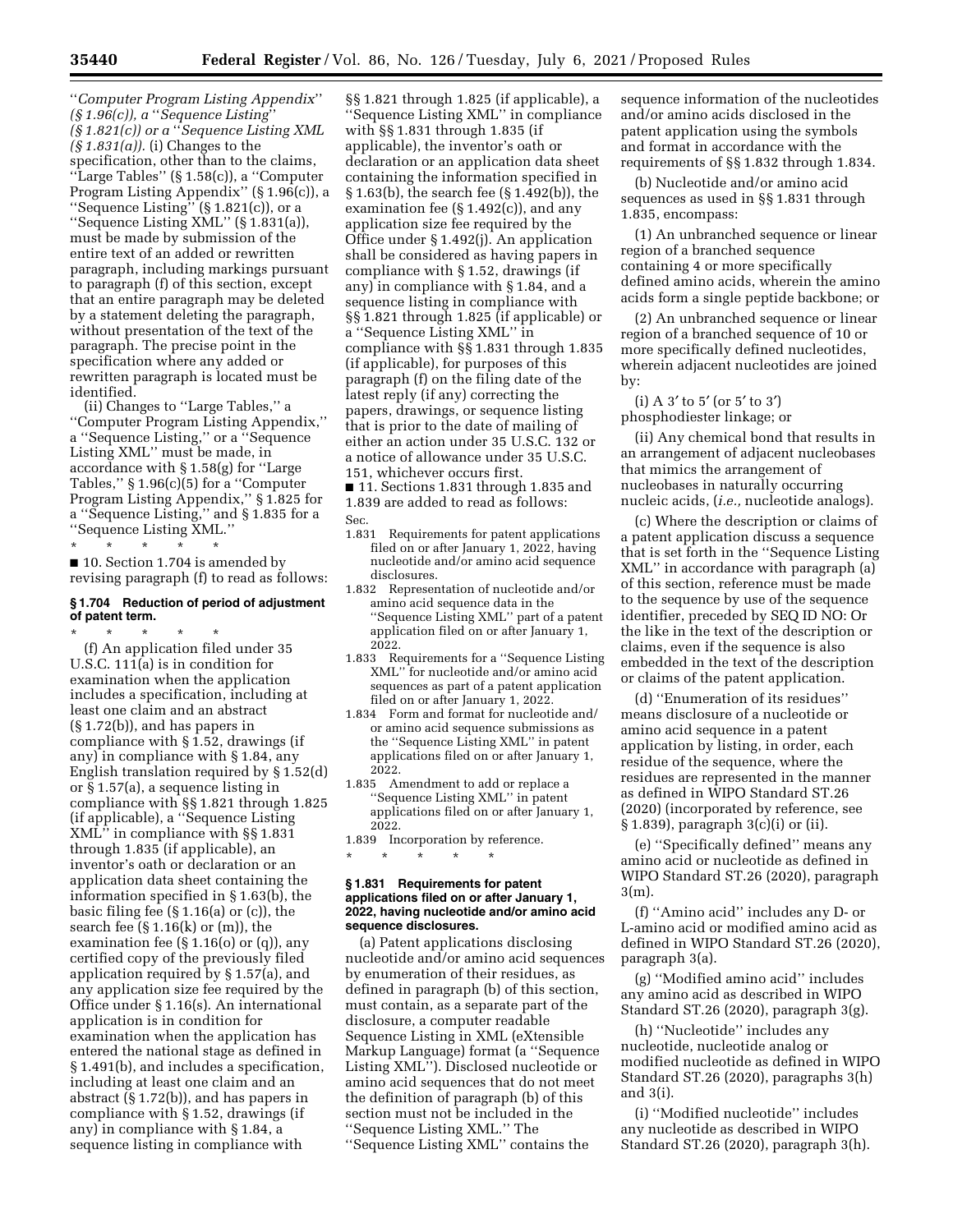''*Computer Program Listing Appendix*'' *(§ 1.96(c)), a* ''*Sequence Listing*'' *(§ 1.821(c)) or a* ''*Sequence Listing XML (§ 1.831(a)).* (i) Changes to the specification, other than to the claims, ''Large Tables'' (§ 1.58(c)), a ''Computer Program Listing Appendix'' (§ 1.96(c)), a ''Sequence Listing'' (§ 1.821(c)), or a ''Sequence Listing XML'' (§ 1.831(a)), must be made by submission of the entire text of an added or rewritten paragraph, including markings pursuant to paragraph (f) of this section, except that an entire paragraph may be deleted by a statement deleting the paragraph, without presentation of the text of the paragraph. The precise point in the specification where any added or rewritten paragraph is located must be identified.

(ii) Changes to ''Large Tables,'' a ''Computer Program Listing Appendix,'' a ''Sequence Listing,'' or a ''Sequence Listing XML'' must be made, in accordance with § 1.58(g) for ''Large Tables,'' § 1.96(c)(5) for a ''Computer Program Listing Appendix,'' § 1.825 for a ''Sequence Listing,'' and § 1.835 for a ''Sequence Listing XML.''

\* \* \* \* \*

■ 10. Section 1.704 is amended by revising paragraph (f) to read as follows:

### § 1.704 Reduction of period of adjustment of patent term.

\* \* \* \* \*

(f) An application filed under 35 U.S.C. 111(a) is in condition for examination when the application includes a specification, including at least one claim and an abstract (§ 1.72(b)), and has papers in compliance with § 1.52, drawings (if any) in compliance with § 1.84, any English translation required by § 1.52(d) or § 1.57(a), a sequence listing in compliance with §§ 1.821 through 1.825 (if applicable), a ''Sequence Listing XML'' in compliance with §§ 1.831 through 1.835 (if applicable), an inventor's oath or declaration or an application data sheet containing the information specified in § 1.63(b), the basic filing fee (§ 1.16(a) or (c)), the search fee (§ 1.16(k) or (m)), the examination fee (§ 1.16(o) or (q)), any certified copy of the previously filed application required by § 1.57(a), and any application size fee required by the Office under § 1.16(s). An international application is in condition for examination when the application has entered the national stage as defined in § 1.491(b), and includes a specification, including at least one claim and an abstract (§ 1.72(b)), and has papers in compliance with § 1.52, drawings (if any) in compliance with § 1.84, a sequence listing in compliance with §§ 1.821 through 1.825 (if applicable), a ''Sequence Listing XML'' in compliance with §§ 1.831 through 1.835 (if applicable), the inventor's oath or declaration or an application data sheet containing the information specified in § 1.63(b), the search fee (§ 1.492(b)), the examination fee (§ 1.492(c)), and any application size fee required by the Office under § 1.492(j). An application shall be considered as having papers in compliance with § 1.52, drawings (if any) in compliance with § 1.84, and a sequence listing in compliance with §§ 1.821 through 1.825 (if applicable) or a ''Sequence Listing XML'' in compliance with §§ 1.831 through 1.835 (if applicable), for purposes of this paragraph (f) on the filing date of the latest reply (if any) correcting the papers, drawings, or sequence listing that is prior to the date of mailing of either an action under 35 U.S.C. 132 or a notice of allowance under 35 U.S.C. 151, whichever occurs first.

■ 11. Sections 1.831 through 1.835 and 1.839 are added to read as follows:

Sec.

1.831 Requirements for patent applications filed on or after January 1, 2022, having nucleotide and/or amino acid sequence disclosures.

1.832 Representation of nucleotide and/or amino acid sequence data in the ''Sequence Listing XML'' part of a patent application filed on or after January 1, 2022.

1.833 Requirements for a ''Sequence Listing XML'' for nucleotide and/or amino acid sequences as part of a patent application filed on or after January 1, 2022.

1.834 Form and format for nucleotide and/or amino acid sequence submissions as the ''Sequence Listing XML'' in patent applications filed on or after January 1, 2022.

1.835 Amendment to add or replace a ''Sequence Listing XML'' in patent applications filed on or after January 1, 2022.

1.839 Incorporation by reference.

\* \* \* \* \*

### § 1.831 Requirements for patent applications filed on or after January 1, 2022, having nucleotide and/or amino acid sequence disclosures.

(a) Patent applications disclosing nucleotide and/or amino acid sequences by enumeration of their residues, as defined in paragraph (b) of this section, must contain, as a separate part of the disclosure, a computer readable Sequence Listing in XML (eXtensible Markup Language) format (a ''Sequence Listing XML''). Disclosed nucleotide or amino acid sequences that do not meet the definition of paragraph (b) of this section must not be included in the ''Sequence Listing XML.'' The ''Sequence Listing XML'' contains the sequence information of the nucleotides and/or amino acids disclosed in the patent application using the symbols and format in accordance with the requirements of §§ 1.832 through 1.834.

(b) Nucleotide and/or amino acid sequences as used in §§ 1.831 through 1.835, encompass:

(1) An unbranched sequence or linear region of a branched sequence containing 4 or more specifically defined amino acids, wherein the amino acids form a single peptide backbone; or

(2) An unbranched sequence or linear region of a branched sequence of 10 or more specifically defined nucleotides, wherein adjacent nucleotides are joined by:

(i) A 3′ to 5′ (or 5′ to 3′) phosphodiester linkage; or

(ii) Any chemical bond that results in an arrangement of adjacent nucleobases that mimics the arrangement of nucleobases in naturally occurring nucleic acids, (*i.e.,* nucleotide analogs).

(c) Where the description or claims of a patent application discuss a sequence that is set forth in the ''Sequence Listing XML'' in accordance with paragraph (a) of this section, reference must be made to the sequence by use of the sequence identifier, preceded by SEQ ID NO: Or the like in the text of the description or claims, even if the sequence is also embedded in the text of the description or claims of the patent application.

(d) ''Enumeration of its residues'' means disclosure of a nucleotide or amino acid sequence in a patent application by listing, in order, each residue of the sequence, where the residues are represented in the manner as defined in WIPO Standard ST.26 (2020) (incorporated by reference, see § 1.839), paragraph 3(c)(i) or (ii).

(e) ''Specifically defined'' means any amino acid or nucleotide as defined in WIPO Standard ST.26 (2020), paragraph 3(m).

(f) ''Amino acid'' includes any D- or L-amino acid or modified amino acid as defined in WIPO Standard ST.26 (2020), paragraph 3(a).

(g) ''Modified amino acid'' includes any amino acid as described in WIPO Standard ST.26 (2020), paragraph 3(g).

(h) ''Nucleotide'' includes any nucleotide, nucleotide analog or modified nucleotide as defined in WIPO Standard ST.26 (2020), paragraphs 3(h) and 3(i).

(i) ''Modified nucleotide'' includes any nucleotide as described in WIPO Standard ST.26 (2020), paragraph 3(h).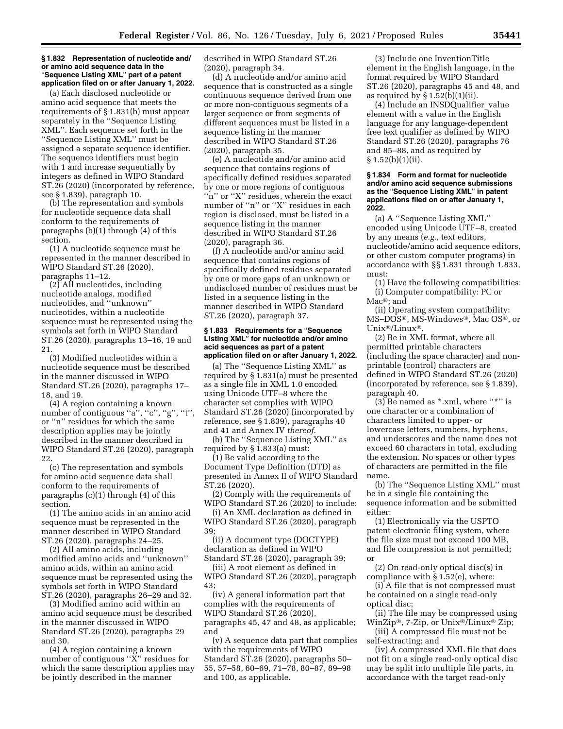**§ 1.832 Representation of nucleotide and/or amino acid sequence data in the "Sequence Listing XML" part of a patent application filed on or after January 1, 2022.**

(a) Each disclosed nucleotide or amino acid sequence that meets the requirements of § 1.831(b) must appear separately in the "Sequence Listing XML". Each sequence set forth in the "Sequence Listing XML" must be assigned a separate sequence identifier. The sequence identifiers must begin with 1 and increase sequentially by integers as defined in WIPO Standard ST.26 (2020) (incorporated by reference, see § 1.839), paragraph 10.

(b) The representation and symbols for nucleotide sequence data shall conform to the requirements of paragraphs (b)(1) through (4) of this section.

(1) A nucleotide sequence must be represented in the manner described in WIPO Standard ST.26 (2020), paragraphs 11–12.

(2) All nucleotides, including nucleotide analogs, modified nucleotides, and "unknown" nucleotides, within a nucleotide sequence must be represented using the symbols set forth in WIPO Standard ST.26 (2020), paragraphs 13–16, 19 and 21.

(3) Modified nucleotides within a nucleotide sequence must be described in the manner discussed in WIPO Standard ST.26 (2020), paragraphs 17–18, and 19.

(4) A region containing a known number of contiguous "a", "c", "g", "t", or "n" residues for which the same description applies may be jointly described in the manner described in WIPO Standard ST.26 (2020), paragraph 22.

(c) The representation and symbols for amino acid sequence data shall conform to the requirements of paragraphs (c)(1) through (4) of this section.

(1) The amino acids in an amino acid sequence must be represented in the manner described in WIPO Standard ST.26 (2020), paragraphs 24–25.

(2) All amino acids, including modified amino acids and "unknown" amino acids, within an amino acid sequence must be represented using the symbols set forth in WIPO Standard ST.26 (2020), paragraphs 26–29 and 32.

(3) Modified amino acid within an amino acid sequence must be described in the manner discussed in WIPO Standard ST.26 (2020), paragraphs 29 and 30.

(4) A region containing a known number of contiguous "X" residues for which the same description applies may be jointly described in the manner described in WIPO Standard ST.26 (2020), paragraph 34.

(d) A nucleotide and/or amino acid sequence that is constructed as a single continuous sequence derived from one or more non-contiguous segments of a larger sequence or from segments of different sequences must be listed in a sequence listing in the manner described in WIPO Standard ST.26 (2020), paragraph 35.

(e) A nucleotide and/or amino acid sequence that contains regions of specifically defined residues separated by one or more regions of contiguous "n" or "X" residues, wherein the exact number of "n" or "X" residues in each region is disclosed, must be listed in a sequence listing in the manner described in WIPO Standard ST.26 (2020), paragraph 36.

(f) A nucleotide and/or amino acid sequence that contains regions of specifically defined residues separated by one or more gaps of an unknown or undisclosed number of residues must be listed in a sequence listing in the manner described in WIPO Standard ST.26 (2020), paragraph 37.

**§ 1.833 Requirements for a "Sequence Listing XML" for nucleotide and/or amino acid sequences as part of a patent application filed on or after January 1, 2022.**

(a) The "Sequence Listing XML" as required by § 1.831(a) must be presented as a single file in XML 1.0 encoded using Unicode UTF–8 where the character set complies with WIPO Standard ST.26 (2020) (incorporated by reference, see § 1.839), paragraphs 40 and 41 and Annex IV *thereof.*

(b) The "Sequence Listing XML" as required by § 1.833(a) must:

(1) Be valid according to the Document Type Definition (DTD) as presented in Annex II of WIPO Standard ST.26 (2020).

(2) Comply with the requirements of WIPO Standard ST.26 (2020) to include:

(i) An XML declaration as defined in WIPO Standard ST.26 (2020), paragraph 39;

(ii) A document type (DOCTYPE) declaration as defined in WIPO Standard ST.26 (2020), paragraph 39;

(iii) A root element as defined in WIPO Standard ST.26 (2020), paragraph 43;

(iv) A general information part that complies with the requirements of WIPO Standard ST.26 (2020), paragraphs 45, 47 and 48, as applicable; and

(v) A sequence data part that complies with the requirements of WIPO Standard ST.26 (2020), paragraphs 50–55, 57–58, 60–69, 71–78, 80–87, 89–98 and 100, as applicable.

(3) Include one InventionTitle element in the English language, in the format required by WIPO Standard ST.26 (2020), paragraphs 45 and 48, and as required by § 1.52(b)(1)(ii).

(4) Include an INSDQualifier_value element with a value in the English language for any language-dependent free text qualifier as defined by WIPO Standard ST.26 (2020), paragraphs 76 and 85–88, and as required by § 1.52(b)(1)(ii).

**§ 1.834 Form and format for nucleotide and/or amino acid sequence submissions as the "Sequence Listing XML" in patent applications filed on or after January 1, 2022.**

(a) A "Sequence Listing XML" encoded using Unicode UTF–8, created by any means (*e.g.,* text editors, nucleotide/amino acid sequence editors, or other custom computer programs) in accordance with §§ 1.831 through 1.833, must:

(1) Have the following compatibilities:

(i) Computer compatibility: PC or Mac®; and

(ii) Operating system compatibility: MS–DOS®, MS-Windows®, Mac OS®, or Unix®/Linux®.

(2) Be in XML format, where all permitted printable characters (including the space character) and non-printable (control) characters are defined in WIPO Standard ST.26 (2020) (incorporated by reference, see § 1.839), paragraph 40.

(3) Be named as *.xml, where "*" is one character or a combination of characters limited to upper- or lowercase letters, numbers, hyphens, and underscores and the name does not exceed 60 characters in total, excluding the extension. No spaces or other types of characters are permitted in the file name.

(b) The "Sequence Listing XML" must be in a single file containing the sequence information and be submitted either:

(1) Electronically via the USPTO patent electronic filing system, where the file size must not exceed 100 MB, and file compression is not permitted; or

(2) On read-only optical disc(s) in compliance with § 1.52(e), where:

(i) A file that is not compressed must be contained on a single read-only optical disc;

(ii) The file may be compressed using WinZip®, 7-Zip, or Unix®/Linux® Zip;

(iii) A compressed file must not be self-extracting; and

(iv) A compressed XML file that does not fit on a single read-only optical disc may be split into multiple file parts, in accordance with the target read-only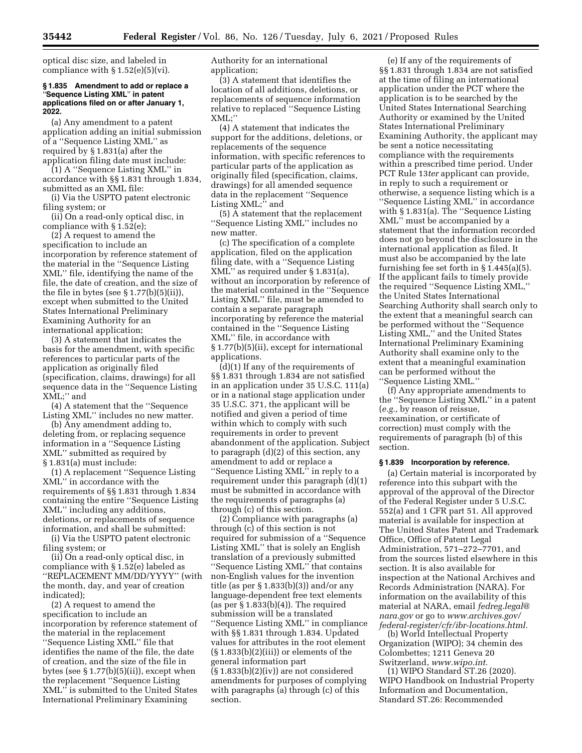optical disc size, and labeled in compliance with § 1.52(e)(5)(vi).

**§ 1.835 Amendment to add or replace a "Sequence Listing XML" in patent applications filed on or after January 1, 2022.**

(a) Any amendment to a patent application adding an initial submission of a "Sequence Listing XML" as required by § 1.831(a) after the application filing date must include:

(1) A "Sequence Listing XML" in accordance with §§ 1.831 through 1.834, submitted as an XML file:

(i) Via the USPTO patent electronic filing system; or

(ii) On a read-only optical disc, in compliance with § 1.52(e);

(2) A request to amend the specification to include an incorporation by reference statement of the material in the "Sequence Listing XML" file, identifying the name of the file, the date of creation, and the size of the file in bytes (see § 1.77(b)(5)(ii)), except when submitted to the United States International Preliminary Examining Authority for an international application;

(3) A statement that indicates the basis for the amendment, with specific references to particular parts of the application as originally filed (specification, claims, drawings) for all sequence data in the "Sequence Listing XML;" and

(4) A statement that the "Sequence Listing XML" includes no new matter.

(b) Any amendment adding to, deleting from, or replacing sequence information in a "Sequence Listing XML" submitted as required by § 1.831(a) must include:

(1) A replacement "Sequence Listing XML" in accordance with the requirements of §§ 1.831 through 1.834 containing the entire "Sequence Listing XML" including any additions, deletions, or replacements of sequence information, and shall be submitted:

(i) Via the USPTO patent electronic filing system; or

(ii) On a read-only optical disc, in compliance with § 1.52(e) labeled as "REPLACEMENT MM/DD/YYYY" (with the month, day, and year of creation indicated);

(2) A request to amend the specification to include an incorporation by reference statement of the material in the replacement "Sequence Listing XML" file that identifies the name of the file, the date of creation, and the size of the file in bytes (see § 1.77(b)(5)(ii)), except when the replacement "Sequence Listing XML" is submitted to the United States International Preliminary Examining Authority for an international application;

(3) A statement that identifies the location of all additions, deletions, or replacements of sequence information relative to replaced "Sequence Listing XML;"

(4) A statement that indicates the support for the additions, deletions, or replacements of the sequence information, with specific references to particular parts of the application as originally filed (specification, claims, drawings) for all amended sequence data in the replacement "Sequence Listing XML;" and

(5) A statement that the replacement "Sequence Listing XML" includes no new matter.

(c) The specification of a complete application, filed on the application filing date, with a "Sequence Listing XML" as required under § 1.831(a), without an incorporation by reference of the material contained in the "Sequence Listing XML" file, must be amended to contain a separate paragraph incorporating by reference the material contained in the "Sequence Listing XML" file, in accordance with § 1.77(b)(5)(ii), except for international applications.

(d)(1) If any of the requirements of §§ 1.831 through 1.834 are not satisfied in an application under 35 U.S.C. 111(a) or in a national stage application under 35 U.S.C. 371, the applicant will be notified and given a period of time within which to comply with such requirements in order to prevent abandonment of the application. Subject to paragraph (d)(2) of this section, any amendment to add or replace a "Sequence Listing XML" in reply to a requirement under this paragraph (d)(1) must be submitted in accordance with the requirements of paragraphs (a) through (c) of this section.

(2) Compliance with paragraphs (a) through (c) of this section is not required for submission of a "Sequence Listing XML" that is solely an English translation of a previously submitted "Sequence Listing XML" that contains non-English values for the invention title (as per § 1.833(b)(3)) and/or any language-dependent free text elements (as per § 1.833(b)(4)). The required submission will be a translated "Sequence Listing XML" in compliance with §§ 1.831 through 1.834. Updated values for attributes in the root element (§ 1.833(b)(2)(iii)) or elements of the general information part (§ 1.833(b)(2)(iv)) are not considered amendments for purposes of complying with paragraphs (a) through (c) of this section.

(e) If any of the requirements of §§ 1.831 through 1.834 are not satisfied at the time of filing an international application under the PCT where the application is to be searched by the United States International Searching Authority or examined by the United States International Preliminary Examining Authority, the applicant may be sent a notice necessitating compliance with the requirements within a prescribed time period. Under PCT Rule 13*ter* applicant can provide, in reply to such a requirement or otherwise, a sequence listing which is a "Sequence Listing XML" in accordance with § 1.831(a). The "Sequence Listing XML" must be accompanied by a statement that the information recorded does not go beyond the disclosure in the international application as filed. It must also be accompanied by the late furnishing fee set forth in § 1.445(a)(5). If the applicant fails to timely provide the required "Sequence Listing XML," the United States International Searching Authority shall search only to the extent that a meaningful search can be performed without the "Sequence Listing XML," and the United States International Preliminary Examining Authority shall examine only to the extent that a meaningful examination can be performed without the "Sequence Listing XML."

(f) Any appropriate amendments to the "Sequence Listing XML" in a patent (*e.g.,* by reason of reissue, reexamination, or certificate of correction) must comply with the requirements of paragraph (b) of this section.

**§ 1.839 Incorporation by reference.**

(a) Certain material is incorporated by reference into this subpart with the approval of the approval of the Director of the Federal Register under 5 U.S.C. 552(a) and 1 CFR part 51. All approved material is available for inspection at The United States Patent and Trademark Office, Office of Patent Legal Administration, 571–272–7701, and from the sources listed elsewhere in this section. It is also available for inspection at the National Archives and Records Administration (NARA). For information on the availability of this material at NARA, email *fedreg.legal@nara.gov* or go to *www.archives.gov/federal-register/cfr/ibr-locations.html.*

(b) World Intellectual Property Organization (WIPO); 34 chemin des Colombettes; 1211 Geneva 20 Switzerland, *www.wipo.int.*

(1) WIPO Standard ST.26 (2020). WIPO Handbook on Industrial Property Information and Documentation, Standard ST.26: Recommended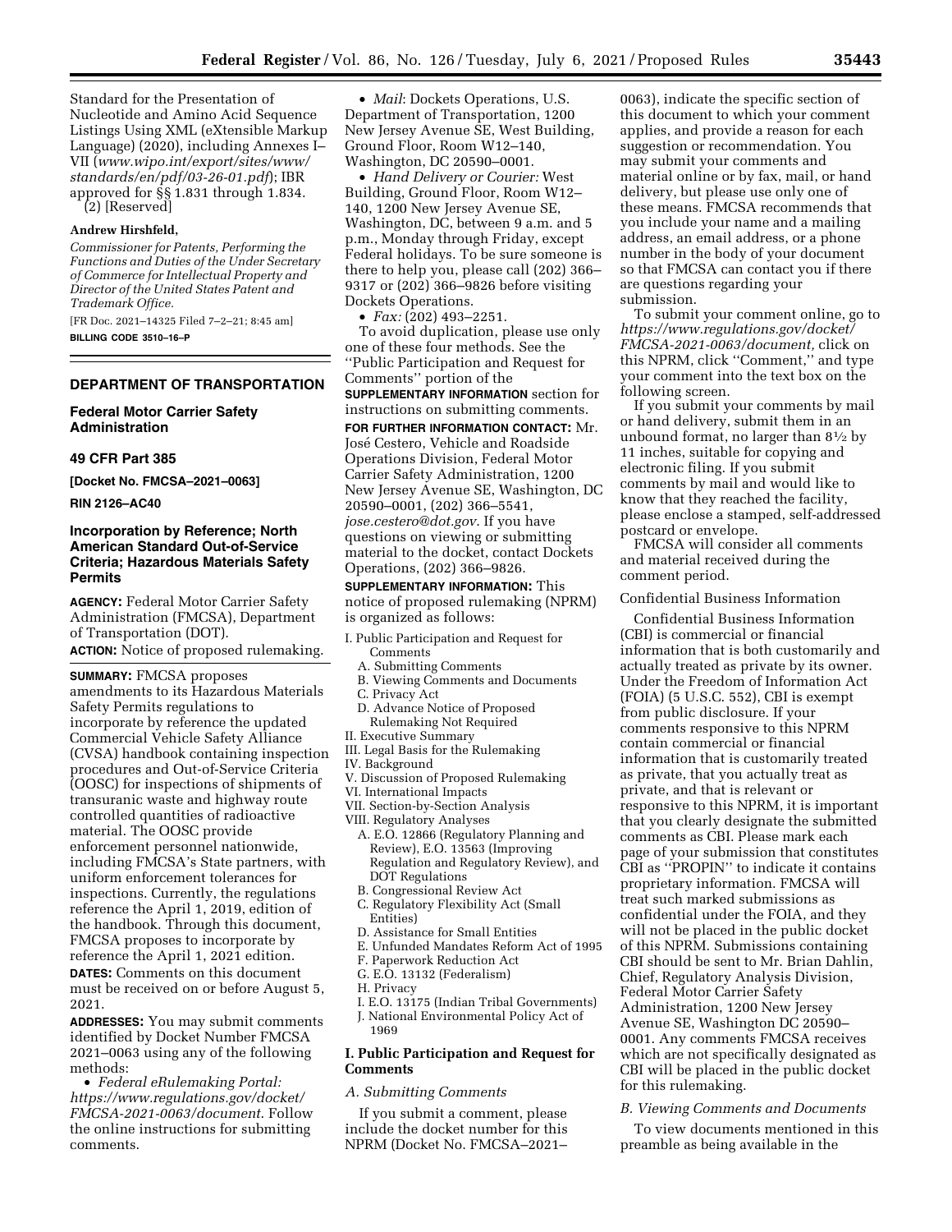Standard for the Presentation of Nucleotide and Amino Acid Sequence Listings Using XML (eXtensible Markup Language) (2020), including Annexes I–VII (*www.wipo.int/export/sites/www/standards/en/pdf/03-26-01.pdf*); IBR approved for §§ 1.831 through 1.834.

(2) [Reserved]

**Andrew Hirshfeld,**

*Commissioner for Patents, Performing the Functions and Duties of the Under Secretary of Commerce for Intellectual Property and Director of the United States Patent and Trademark Office.*

[FR Doc. 2021–14325 Filed 7–2–21; 8:45 am]

**BILLING CODE 3510–16–P**

---

## DEPARTMENT OF TRANSPORTATION

### Federal Motor Carrier Safety Administration

### 49 CFR Part 385

**[Docket No. FMCSA–2021–0063]**

**RIN 2126–AC40**

### Incorporation by Reference; North American Standard Out-of-Service Criteria; Hazardous Materials Safety Permits

**AGENCY:** Federal Motor Carrier Safety Administration (FMCSA), Department of Transportation (DOT).

**ACTION:** Notice of proposed rulemaking.

**SUMMARY:** FMCSA proposes amendments to its Hazardous Materials Safety Permits regulations to incorporate by reference the updated Commercial Vehicle Safety Alliance (CVSA) handbook containing inspection procedures and Out-of-Service Criteria (OOSC) for inspections of shipments of transuranic waste and highway route controlled quantities of radioactive material. The OOSC provide enforcement personnel nationwide, including FMCSA's State partners, with uniform enforcement tolerances for inspections. Currently, the regulations reference the April 1, 2019, edition of the handbook. Through this document, FMCSA proposes to incorporate by reference the April 1, 2021 edition.

**DATES:** Comments on this document must be received on or before August 5, 2021.

**ADDRESSES:** You may submit comments identified by Docket Number FMCSA 2021–0063 using any of the following methods:

- *Federal eRulemaking Portal: https://www.regulations.gov/docket/FMCSA-2021-0063/document.* Follow the online instructions for submitting comments.
- *Mail*: Dockets Operations, U.S. Department of Transportation, 1200 New Jersey Avenue SE, West Building, Ground Floor, Room W12–140, Washington, DC 20590–0001.
- *Hand Delivery or Courier:* West Building, Ground Floor, Room W12–140, 1200 New Jersey Avenue SE, Washington, DC, between 9 a.m. and 5 p.m., Monday through Friday, except Federal holidays. To be sure someone is there to help you, please call (202) 366–9317 or (202) 366–9826 before visiting Dockets Operations.
- *Fax:* (202) 493–2251.

To avoid duplication, please use only one of these four methods. See the "Public Participation and Request for Comments" portion of the **SUPPLEMENTARY INFORMATION** section for instructions on submitting comments.

**FOR FURTHER INFORMATION CONTACT:** Mr. José Cestero, Vehicle and Roadside Operations Division, Federal Motor Carrier Safety Administration, 1200 New Jersey Avenue SE, Washington, DC 20590–0001, (202) 366–5541, *jose.cestero@dot.gov*. If you have questions on viewing or submitting material to the docket, contact Dockets Operations, (202) 366–9826.

**SUPPLEMENTARY INFORMATION:** This notice of proposed rulemaking (NPRM) is organized as follows:

- I. Public Participation and Request for Comments
  - A. Submitting Comments
  - B. Viewing Comments and Documents
  - C. Privacy Act
  - D. Advance Notice of Proposed Rulemaking Not Required
- II. Executive Summary
- III. Legal Basis for the Rulemaking
- IV. Background
- V. Discussion of Proposed Rulemaking
- VI. International Impacts
- VII. Section-by-Section Analysis
- VIII. Regulatory Analyses
  - A. E.O. 12866 (Regulatory Planning and Review), E.O. 13563 (Improving Regulation and Regulatory Review), and DOT Regulations
  - B. Congressional Review Act
  - C. Regulatory Flexibility Act (Small Entities)
  - D. Assistance for Small Entities
  - E. Unfunded Mandates Reform Act of 1995
  - F. Paperwork Reduction Act
  - G. E.O. 13132 (Federalism)
  - H. Privacy
  - I. E.O. 13175 (Indian Tribal Governments)
  - J. National Environmental Policy Act of 1969

### I. Public Participation and Request for Comments

*A. Submitting Comments*

If you submit a comment, please include the docket number for this NPRM (Docket No. FMCSA–2021–0063), indicate the specific section of this document to which your comment applies, and provide a reason for each suggestion or recommendation. You may submit your comments and material online or by fax, mail, or hand delivery, but please use only one of these means. FMCSA recommends that you include your name and a mailing address, an email address, or a phone number in the body of your document so that FMCSA can contact you if there are questions regarding your submission.

To submit your comment online, go to *https://www.regulations.gov/docket/FMCSA-2021-0063/document,* click on this NPRM, click "Comment," and type your comment into the text box on the following screen.

If you submit your comments by mail or hand delivery, submit them in an unbound format, no larger than 8½ by 11 inches, suitable for copying and electronic filing. If you submit comments by mail and would like to know that they reached the facility, please enclose a stamped, self-addressed postcard or envelope.

FMCSA will consider all comments and material received during the comment period.

Confidential Business Information

Confidential Business Information (CBI) is commercial or financial information that is both customarily and actually treated as private by its owner. Under the Freedom of Information Act (FOIA) (5 U.S.C. 552), CBI is exempt from public disclosure. If your comments responsive to this NPRM contain commercial or financial information that is customarily treated as private, that you actually treat as private, and that is relevant or responsive to this NPRM, it is important that you clearly designate the submitted comments as CBI. Please mark each page of your submission that constitutes CBI as "PROPIN" to indicate it contains proprietary information. FMCSA will treat such marked submissions as confidential under the FOIA, and they will not be placed in the public docket of this NPRM. Submissions containing CBI should be sent to Mr. Brian Dahlin, Chief, Regulatory Analysis Division, Federal Motor Carrier Safety Administration, 1200 New Jersey Avenue SE, Washington DC 20590–0001. Any comments FMCSA receives which are not specifically designated as CBI will be placed in the public docket for this rulemaking.

*B. Viewing Comments and Documents*

To view documents mentioned in this preamble as being available in the